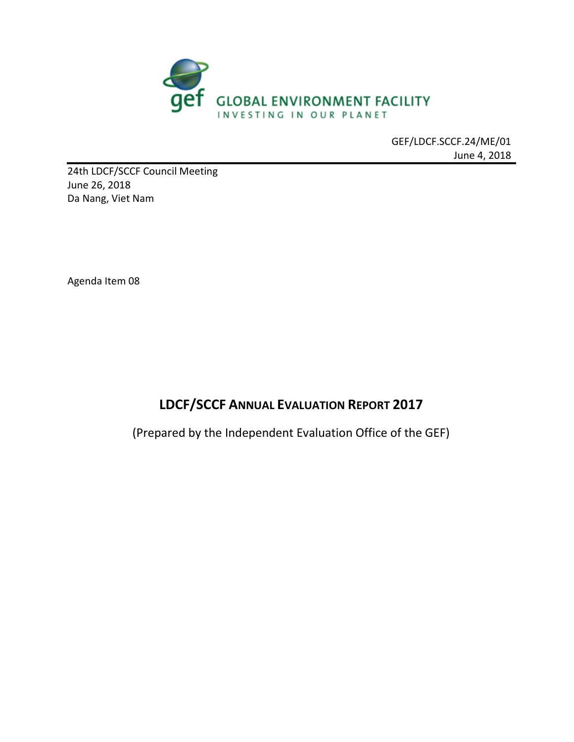GLOBAL ENVIRONMENT FACILITY

INVESTING IN OUR PLANET

GEF/LDCF.SCCF.24/ME/01
June 4, 2018

24th LDCF/SCCF Council Meeting
June 26, 2018
Da Nang, Viet Nam

Agenda Item 08

# LDCF/SCCF ANNUAL EVALUATION REPORT 2017

(Prepared by the Independent Evaluation Office of the GEF)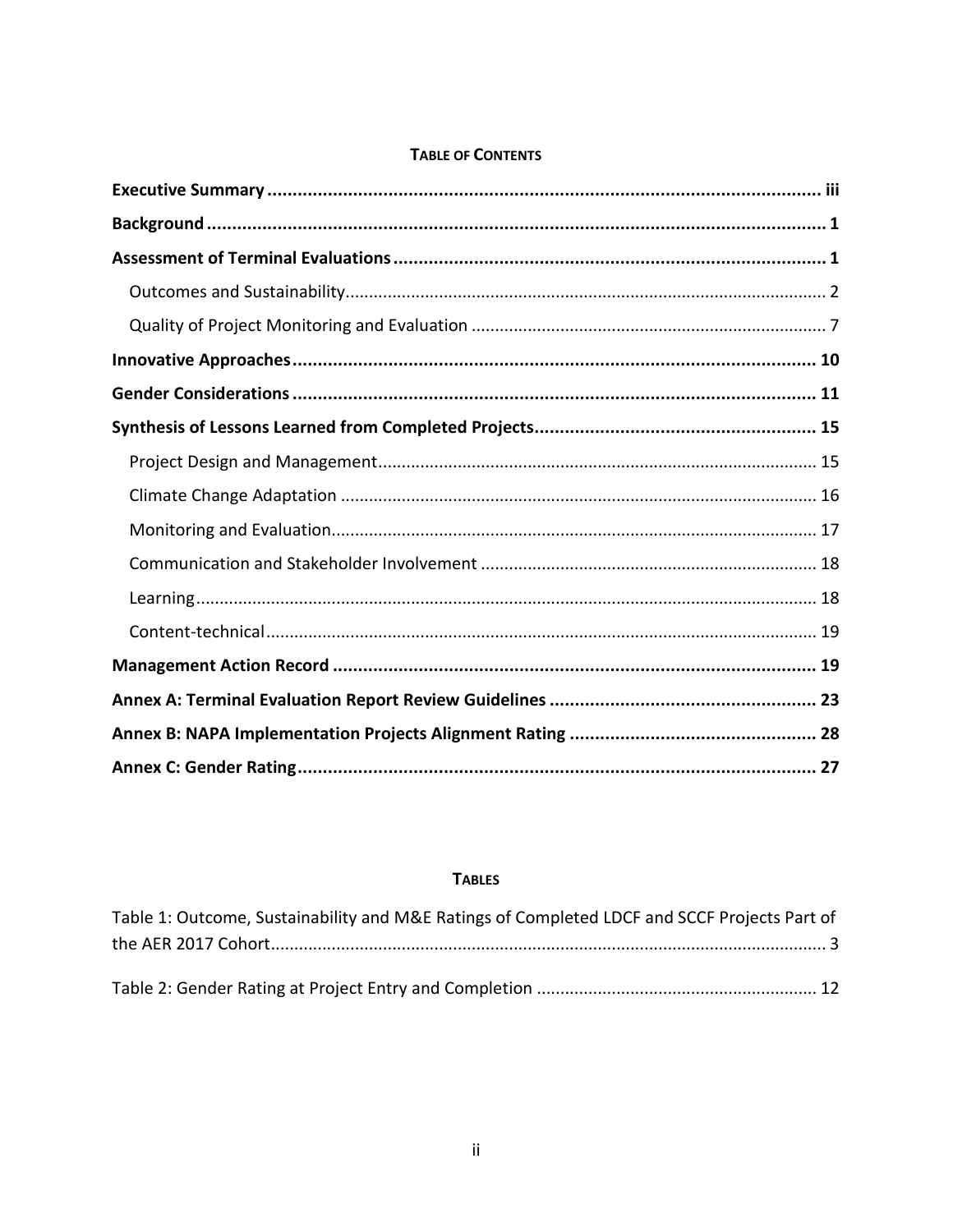**TABLE OF CONTENTS**

**Executive Summary** ..... iii

**Background** ..... 1

**Assessment of Terminal Evaluations** ..... 1

- Outcomes and Sustainability ..... 2
- Quality of Project Monitoring and Evaluation ..... 7

**Innovative Approaches** ..... 10

**Gender Considerations** ..... 11

**Synthesis of Lessons Learned from Completed Projects** ..... 15

- Project Design and Management ..... 15
- Climate Change Adaptation ..... 16
- Monitoring and Evaluation ..... 17
- Communication and Stakeholder Involvement ..... 18
- Learning ..... 18
- Content-technical ..... 19

**Management Action Record** ..... 19

**Annex A: Terminal Evaluation Report Review Guidelines** ..... 23

**Annex B: NAPA Implementation Projects Alignment Rating** ..... 28

**Annex C: Gender Rating** ..... 27

**TABLES**

Table 1: Outcome, Sustainability and M&E Ratings of Completed LDCF and SCCF Projects Part of the AER 2017 Cohort ..... 3

Table 2: Gender Rating at Project Entry and Completion ..... 12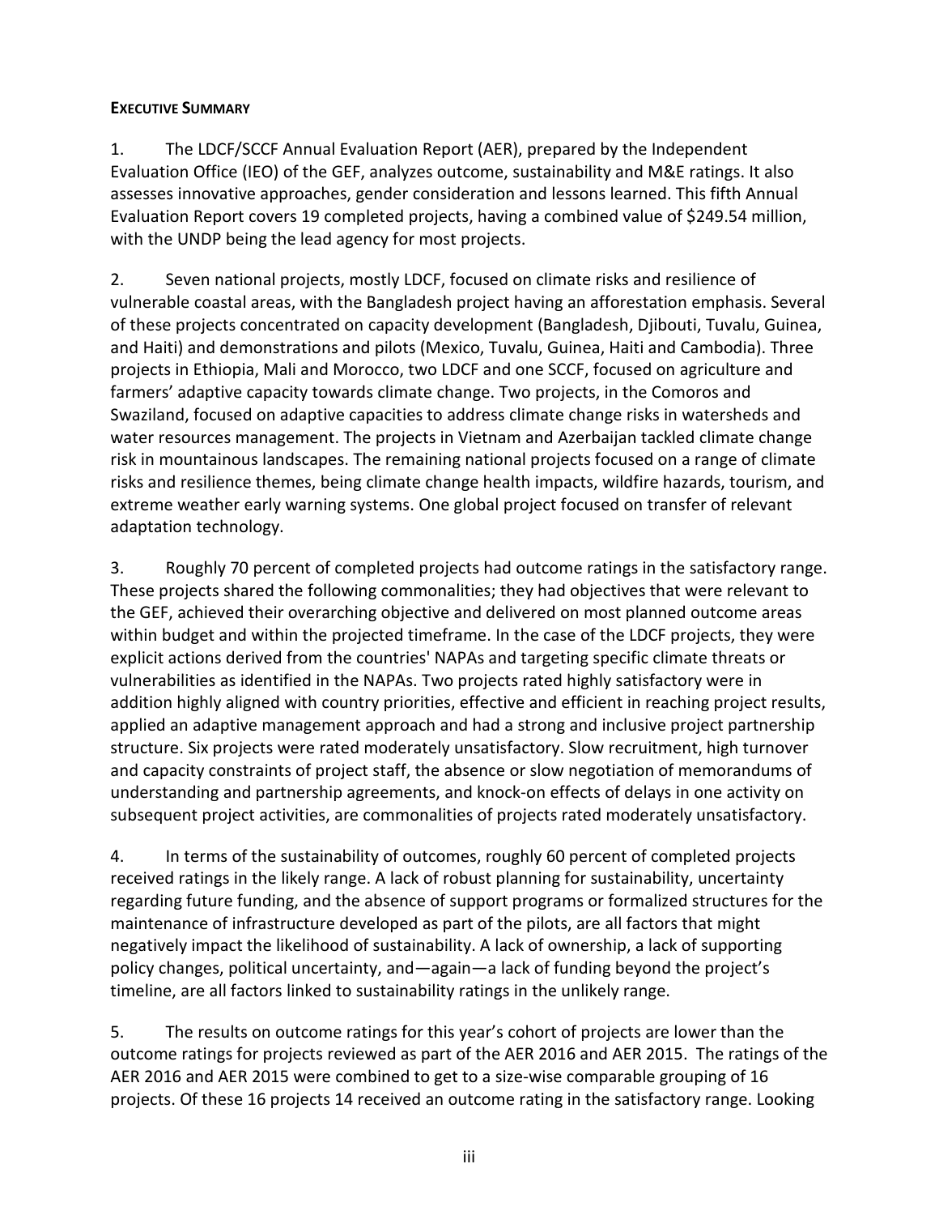## EXECUTIVE SUMMARY

1. The LDCF/SCCF Annual Evaluation Report (AER), prepared by the Independent Evaluation Office (IEO) of the GEF, analyzes outcome, sustainability and M&E ratings. It also assesses innovative approaches, gender consideration and lessons learned. This fifth Annual Evaluation Report covers 19 completed projects, having a combined value of $249.54 million, with the UNDP being the lead agency for most projects.

2. Seven national projects, mostly LDCF, focused on climate risks and resilience of vulnerable coastal areas, with the Bangladesh project having an afforestation emphasis. Several of these projects concentrated on capacity development (Bangladesh, Djibouti, Tuvalu, Guinea, and Haiti) and demonstrations and pilots (Mexico, Tuvalu, Guinea, Haiti and Cambodia). Three projects in Ethiopia, Mali and Morocco, two LDCF and one SCCF, focused on agriculture and farmers' adaptive capacity towards climate change. Two projects, in the Comoros and Swaziland, focused on adaptive capacities to address climate change risks in watersheds and water resources management. The projects in Vietnam and Azerbaijan tackled climate change risk in mountainous landscapes. The remaining national projects focused on a range of climate risks and resilience themes, being climate change health impacts, wildfire hazards, tourism, and extreme weather early warning systems. One global project focused on transfer of relevant adaptation technology.

3. Roughly 70 percent of completed projects had outcome ratings in the satisfactory range. These projects shared the following commonalities; they had objectives that were relevant to the GEF, achieved their overarching objective and delivered on most planned outcome areas within budget and within the projected timeframe. In the case of the LDCF projects, they were explicit actions derived from the countries' NAPAs and targeting specific climate threats or vulnerabilities as identified in the NAPAs. Two projects rated highly satisfactory were in addition highly aligned with country priorities, effective and efficient in reaching project results, applied an adaptive management approach and had a strong and inclusive project partnership structure. Six projects were rated moderately unsatisfactory. Slow recruitment, high turnover and capacity constraints of project staff, the absence or slow negotiation of memorandums of understanding and partnership agreements, and knock-on effects of delays in one activity on subsequent project activities, are commonalities of projects rated moderately unsatisfactory.

4. In terms of the sustainability of outcomes, roughly 60 percent of completed projects received ratings in the likely range. A lack of robust planning for sustainability, uncertainty regarding future funding, and the absence of support programs or formalized structures for the maintenance of infrastructure developed as part of the pilots, are all factors that might negatively impact the likelihood of sustainability. A lack of ownership, a lack of supporting policy changes, political uncertainty, and—again—a lack of funding beyond the project's timeline, are all factors linked to sustainability ratings in the unlikely range.

5. The results on outcome ratings for this year's cohort of projects are lower than the outcome ratings for projects reviewed as part of the AER 2016 and AER 2015. The ratings of the AER 2016 and AER 2015 were combined to get to a size-wise comparable grouping of 16 projects. Of these 16 projects 14 received an outcome rating in the satisfactory range. Looking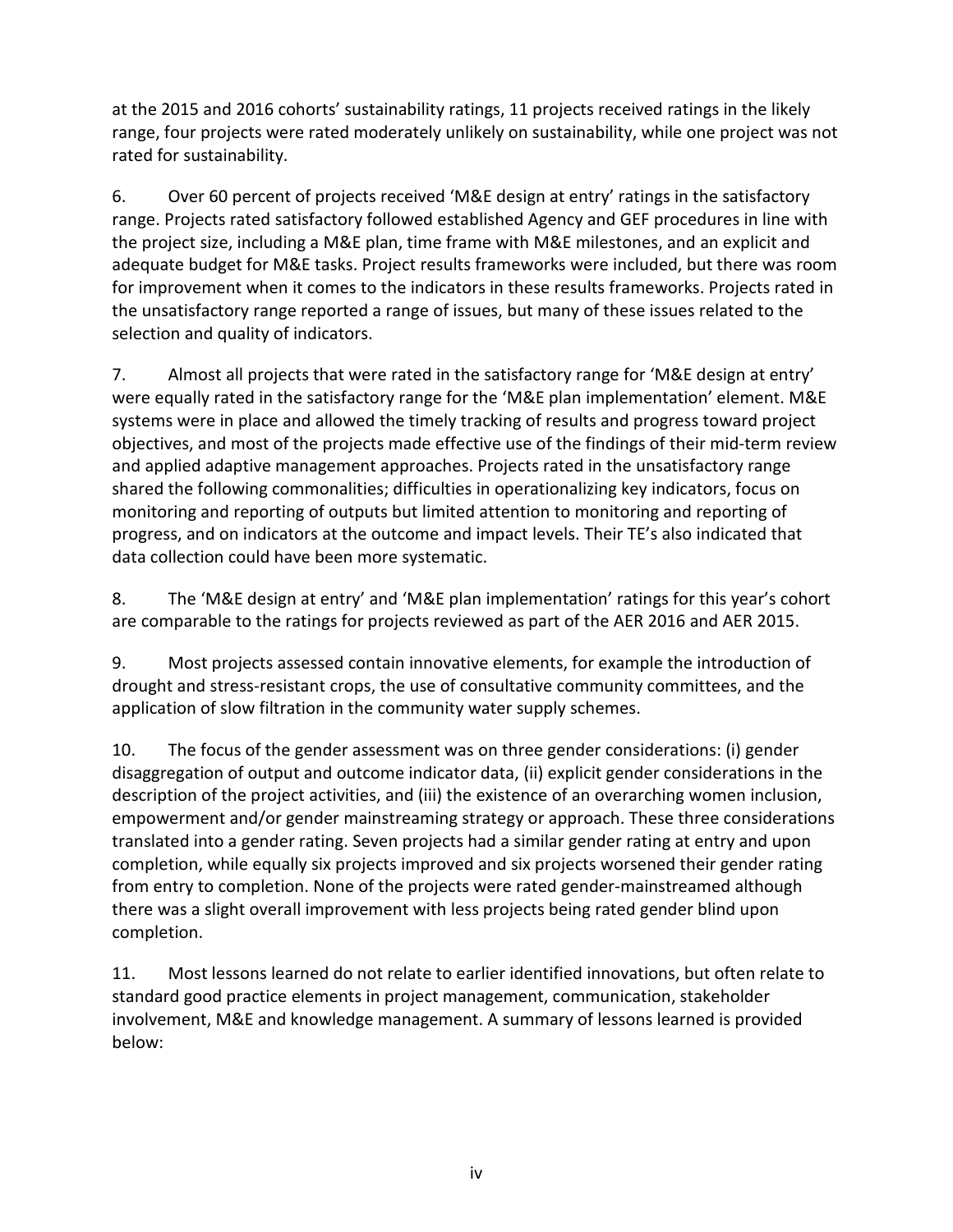at the 2015 and 2016 cohorts' sustainability ratings, 11 projects received ratings in the likely range, four projects were rated moderately unlikely on sustainability, while one project was not rated for sustainability.

6. Over 60 percent of projects received 'M&E design at entry' ratings in the satisfactory range. Projects rated satisfactory followed established Agency and GEF procedures in line with the project size, including a M&E plan, time frame with M&E milestones, and an explicit and adequate budget for M&E tasks. Project results frameworks were included, but there was room for improvement when it comes to the indicators in these results frameworks. Projects rated in the unsatisfactory range reported a range of issues, but many of these issues related to the selection and quality of indicators.

7. Almost all projects that were rated in the satisfactory range for 'M&E design at entry' were equally rated in the satisfactory range for the 'M&E plan implementation' element. M&E systems were in place and allowed the timely tracking of results and progress toward project objectives, and most of the projects made effective use of the findings of their mid-term review and applied adaptive management approaches. Projects rated in the unsatisfactory range shared the following commonalities; difficulties in operationalizing key indicators, focus on monitoring and reporting of outputs but limited attention to monitoring and reporting of progress, and on indicators at the outcome and impact levels. Their TE's also indicated that data collection could have been more systematic.

8. The 'M&E design at entry' and 'M&E plan implementation' ratings for this year's cohort are comparable to the ratings for projects reviewed as part of the AER 2016 and AER 2015.

9. Most projects assessed contain innovative elements, for example the introduction of drought and stress-resistant crops, the use of consultative community committees, and the application of slow filtration in the community water supply schemes.

10. The focus of the gender assessment was on three gender considerations: (i) gender disaggregation of output and outcome indicator data, (ii) explicit gender considerations in the description of the project activities, and (iii) the existence of an overarching women inclusion, empowerment and/or gender mainstreaming strategy or approach. These three considerations translated into a gender rating. Seven projects had a similar gender rating at entry and upon completion, while equally six projects improved and six projects worsened their gender rating from entry to completion. None of the projects were rated gender-mainstreamed although there was a slight overall improvement with less projects being rated gender blind upon completion.

11. Most lessons learned do not relate to earlier identified innovations, but often relate to standard good practice elements in project management, communication, stakeholder involvement, M&E and knowledge management. A summary of lessons learned is provided below: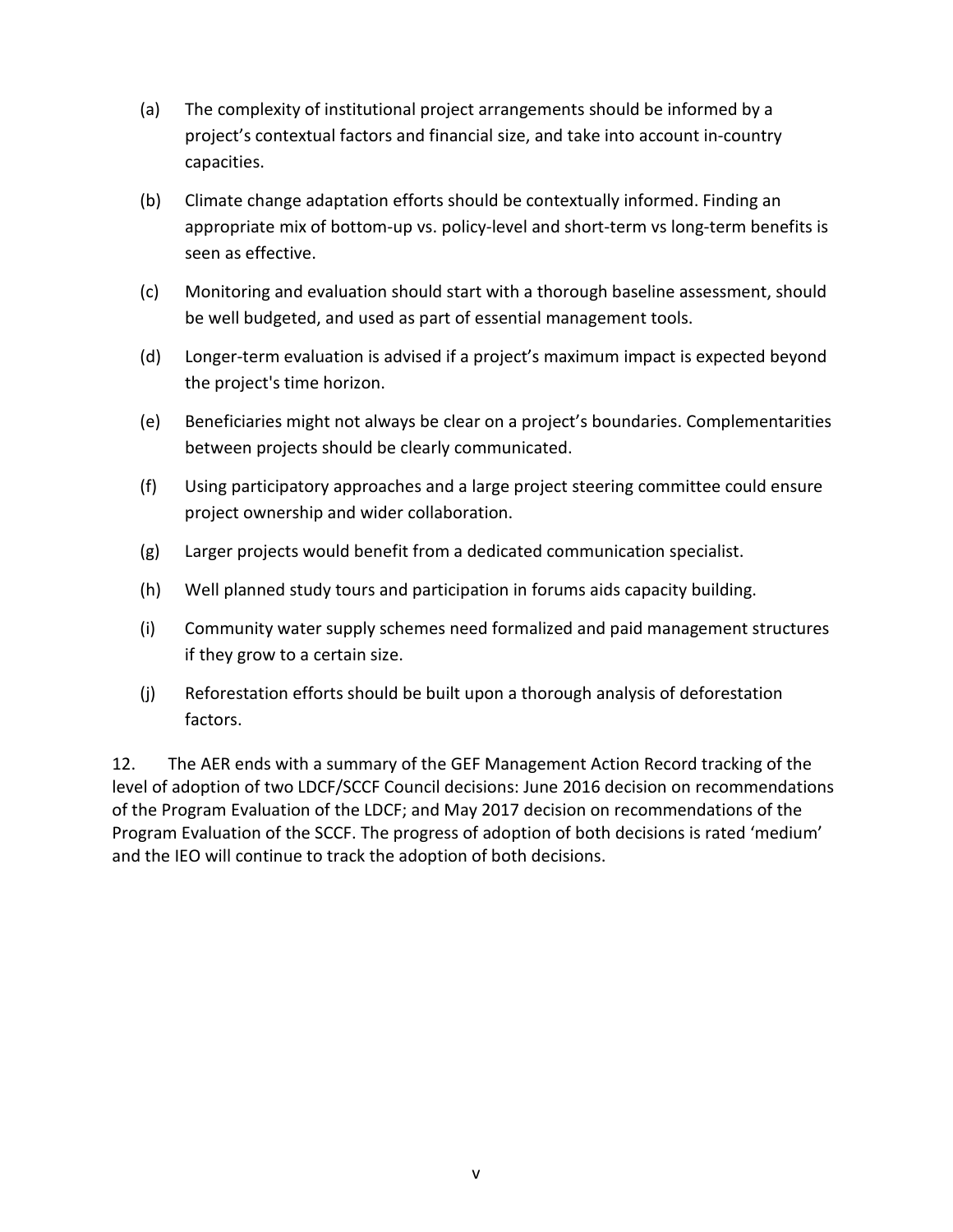(a) The complexity of institutional project arrangements should be informed by a project's contextual factors and financial size, and take into account in-country capacities.

(b) Climate change adaptation efforts should be contextually informed. Finding an appropriate mix of bottom-up vs. policy-level and short-term vs long-term benefits is seen as effective.

(c) Monitoring and evaluation should start with a thorough baseline assessment, should be well budgeted, and used as part of essential management tools.

(d) Longer-term evaluation is advised if a project's maximum impact is expected beyond the project's time horizon.

(e) Beneficiaries might not always be clear on a project's boundaries. Complementarities between projects should be clearly communicated.

(f) Using participatory approaches and a large project steering committee could ensure project ownership and wider collaboration.

(g) Larger projects would benefit from a dedicated communication specialist.

(h) Well planned study tours and participation in forums aids capacity building.

(i) Community water supply schemes need formalized and paid management structures if they grow to a certain size.

(j) Reforestation efforts should be built upon a thorough analysis of deforestation factors.

12. The AER ends with a summary of the GEF Management Action Record tracking of the level of adoption of two LDCF/SCCF Council decisions: June 2016 decision on recommendations of the Program Evaluation of the LDCF; and May 2017 decision on recommendations of the Program Evaluation of the SCCF. The progress of adoption of both decisions is rated 'medium' and the IEO will continue to track the adoption of both decisions.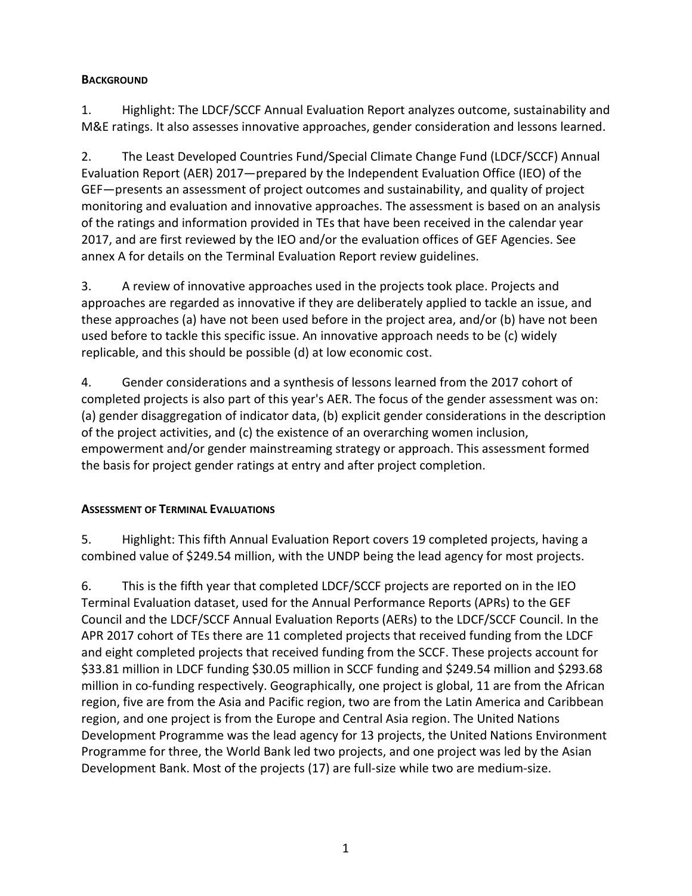**BACKGROUND**

1. Highlight: The LDCF/SCCF Annual Evaluation Report analyzes outcome, sustainability and M&E ratings. It also assesses innovative approaches, gender consideration and lessons learned.

2. The Least Developed Countries Fund/Special Climate Change Fund (LDCF/SCCF) Annual Evaluation Report (AER) 2017—prepared by the Independent Evaluation Office (IEO) of the GEF—presents an assessment of project outcomes and sustainability, and quality of project monitoring and evaluation and innovative approaches. The assessment is based on an analysis of the ratings and information provided in TEs that have been received in the calendar year 2017, and are first reviewed by the IEO and/or the evaluation offices of GEF Agencies. See annex A for details on the Terminal Evaluation Report review guidelines.

3. A review of innovative approaches used in the projects took place. Projects and approaches are regarded as innovative if they are deliberately applied to tackle an issue, and these approaches (a) have not been used before in the project area, and/or (b) have not been used before to tackle this specific issue. An innovative approach needs to be (c) widely replicable, and this should be possible (d) at low economic cost.

4. Gender considerations and a synthesis of lessons learned from the 2017 cohort of completed projects is also part of this year's AER. The focus of the gender assessment was on: (a) gender disaggregation of indicator data, (b) explicit gender considerations in the description of the project activities, and (c) the existence of an overarching women inclusion, empowerment and/or gender mainstreaming strategy or approach. This assessment formed the basis for project gender ratings at entry and after project completion.

**ASSESSMENT OF TERMINAL EVALUATIONS**

5. Highlight: This fifth Annual Evaluation Report covers 19 completed projects, having a combined value of $249.54 million, with the UNDP being the lead agency for most projects.

6. This is the fifth year that completed LDCF/SCCF projects are reported on in the IEO Terminal Evaluation dataset, used for the Annual Performance Reports (APRs) to the GEF Council and the LDCF/SCCF Annual Evaluation Reports (AERs) to the LDCF/SCCF Council. In the APR 2017 cohort of TEs there are 11 completed projects that received funding from the LDCF and eight completed projects that received funding from the SCCF. These projects account for $33.81 million in LDCF funding $30.05 million in SCCF funding and $249.54 million and $293.68 million in co-funding respectively. Geographically, one project is global, 11 are from the African region, five are from the Asia and Pacific region, two are from the Latin America and Caribbean region, and one project is from the Europe and Central Asia region. The United Nations Development Programme was the lead agency for 13 projects, the United Nations Environment Programme for three, the World Bank led two projects, and one project was led by the Asian Development Bank. Most of the projects (17) are full-size while two are medium-size.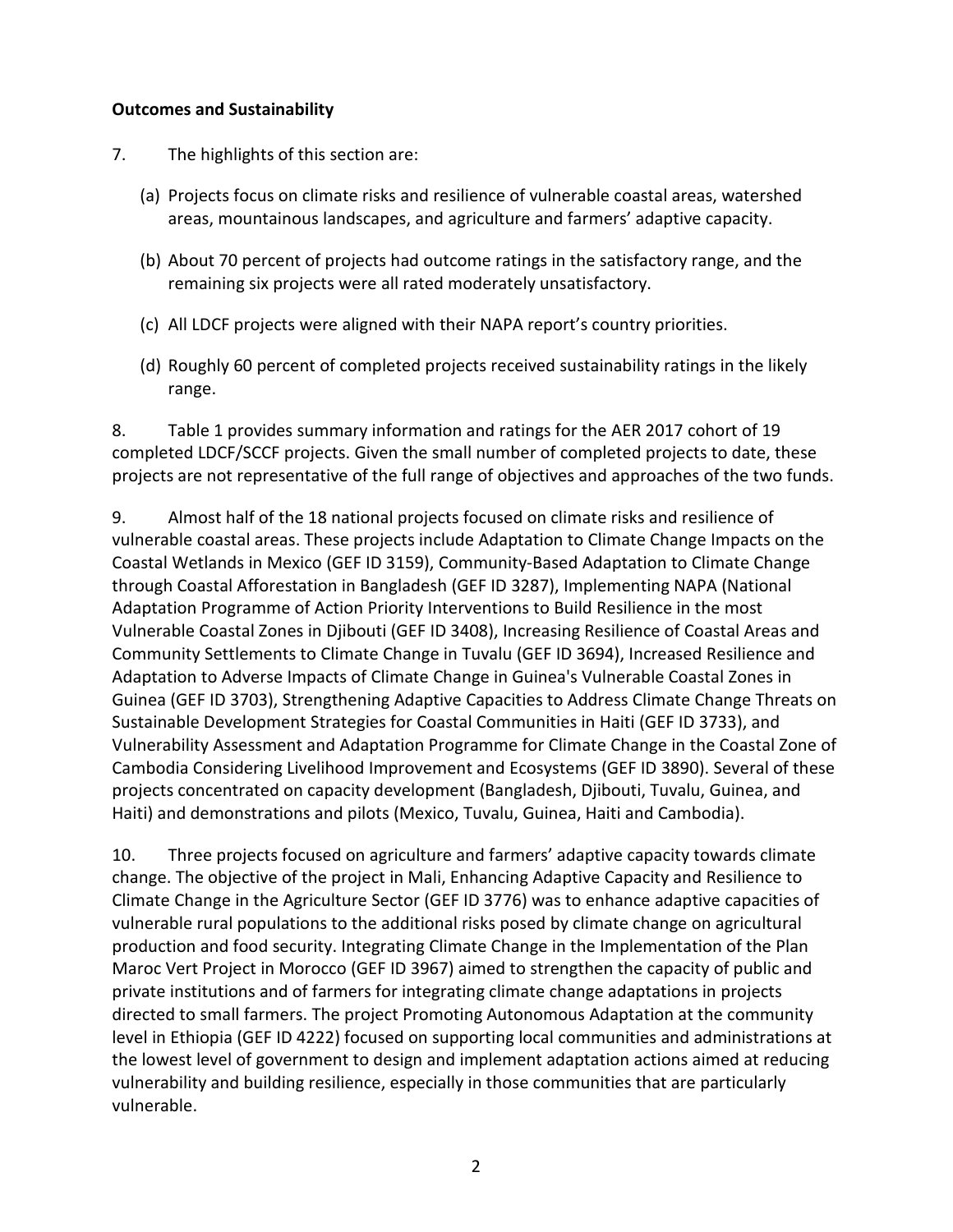**Outcomes and Sustainability**

7. The highlights of this section are:

(a) Projects focus on climate risks and resilience of vulnerable coastal areas, watershed areas, mountainous landscapes, and agriculture and farmers' adaptive capacity.

(b) About 70 percent of projects had outcome ratings in the satisfactory range, and the remaining six projects were all rated moderately unsatisfactory.

(c) All LDCF projects were aligned with their NAPA report's country priorities.

(d) Roughly 60 percent of completed projects received sustainability ratings in the likely range.

8. Table 1 provides summary information and ratings for the AER 2017 cohort of 19 completed LDCF/SCCF projects. Given the small number of completed projects to date, these projects are not representative of the full range of objectives and approaches of the two funds.

9. Almost half of the 18 national projects focused on climate risks and resilience of vulnerable coastal areas. These projects include Adaptation to Climate Change Impacts on the Coastal Wetlands in Mexico (GEF ID 3159), Community-Based Adaptation to Climate Change through Coastal Afforestation in Bangladesh (GEF ID 3287), Implementing NAPA (National Adaptation Programme of Action Priority Interventions to Build Resilience in the most Vulnerable Coastal Zones in Djibouti (GEF ID 3408), Increasing Resilience of Coastal Areas and Community Settlements to Climate Change in Tuvalu (GEF ID 3694), Increased Resilience and Adaptation to Adverse Impacts of Climate Change in Guinea's Vulnerable Coastal Zones in Guinea (GEF ID 3703), Strengthening Adaptive Capacities to Address Climate Change Threats on Sustainable Development Strategies for Coastal Communities in Haiti (GEF ID 3733), and Vulnerability Assessment and Adaptation Programme for Climate Change in the Coastal Zone of Cambodia Considering Livelihood Improvement and Ecosystems (GEF ID 3890). Several of these projects concentrated on capacity development (Bangladesh, Djibouti, Tuvalu, Guinea, and Haiti) and demonstrations and pilots (Mexico, Tuvalu, Guinea, Haiti and Cambodia).

10. Three projects focused on agriculture and farmers' adaptive capacity towards climate change. The objective of the project in Mali, Enhancing Adaptive Capacity and Resilience to Climate Change in the Agriculture Sector (GEF ID 3776) was to enhance adaptive capacities of vulnerable rural populations to the additional risks posed by climate change on agricultural production and food security. Integrating Climate Change in the Implementation of the Plan Maroc Vert Project in Morocco (GEF ID 3967) aimed to strengthen the capacity of public and private institutions and of farmers for integrating climate change adaptations in projects directed to small farmers. The project Promoting Autonomous Adaptation at the community level in Ethiopia (GEF ID 4222) focused on supporting local communities and administrations at the lowest level of government to design and implement adaptation actions aimed at reducing vulnerability and building resilience, especially in those communities that are particularly vulnerable.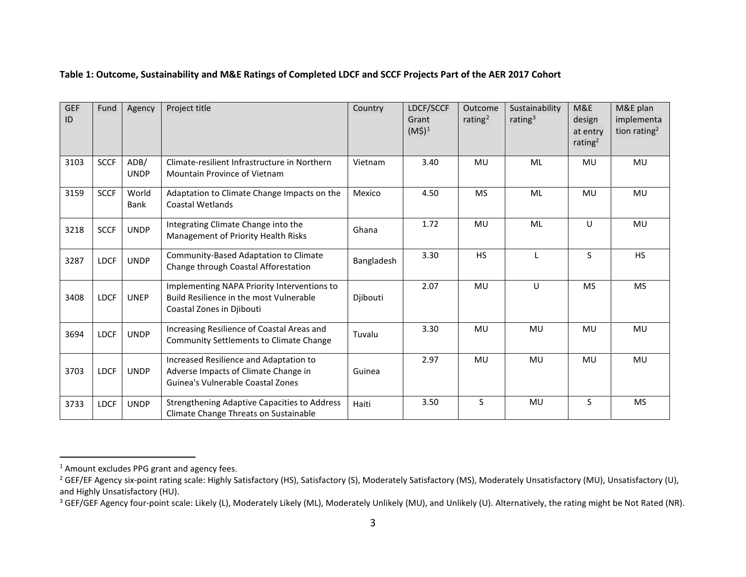**Table 1: Outcome, Sustainability and M&E Ratings of Completed LDCF and SCCF Projects Part of the AER 2017 Cohort**

| GEF ID | Fund | Agency | Project title | Country | LDCF/SCCF Grant (M$)[1] | Outcome rating[2] | Sustainability rating[3] | M&E design at entry rating[2] | M&E plan implementation rating[2] |
|---|---|---|---|---|---|---|---|---|---|
| 3103 | SCCF | ADB/ UNDP | Climate-resilient Infrastructure in Northern Mountain Province of Vietnam | Vietnam | 3.40 | MU | ML | MU | MU |
| 3159 | SCCF | World Bank | Adaptation to Climate Change Impacts on the Coastal Wetlands | Mexico | 4.50 | MS | ML | MU | MU |
| 3218 | SCCF | UNDP | Integrating Climate Change into the Management of Priority Health Risks | Ghana | 1.72 | MU | ML | U | MU |
| 3287 | LDCF | UNDP | Community-Based Adaptation to Climate Change through Coastal Afforestation | Bangladesh | 3.30 | HS | L | S | HS |
| 3408 | LDCF | UNEP | Implementing NAPA Priority Interventions to Build Resilience in the most Vulnerable Coastal Zones in Djibouti | Djibouti | 2.07 | MU | U | MS | MS |
| 3694 | LDCF | UNDP | Increasing Resilience of Coastal Areas and Community Settlements to Climate Change | Tuvalu | 3.30 | MU | MU | MU | MU |
| 3703 | LDCF | UNDP | Increased Resilience and Adaptation to Adverse Impacts of Climate Change in Guinea's Vulnerable Coastal Zones | Guinea | 2.97 | MU | MU | MU | MU |
| 3733 | LDCF | UNDP | Strengthening Adaptive Capacities to Address Climate Change Threats on Sustainable | Haiti | 3.50 | S | MU | S | MS |

[1] Amount excludes PPG grant and agency fees.

[2] GEF/EF Agency six-point rating scale: Highly Satisfactory (HS), Satisfactory (S), Moderately Satisfactory (MS), Moderately Unsatisfactory (MU), Unsatisfactory (U), and Highly Unsatisfactory (HU).

[3] GEF/GEF Agency four-point scale: Likely (L), Moderately Likely (ML), Moderately Unlikely (MU), and Unlikely (U). Alternatively, the rating might be Not Rated (NR).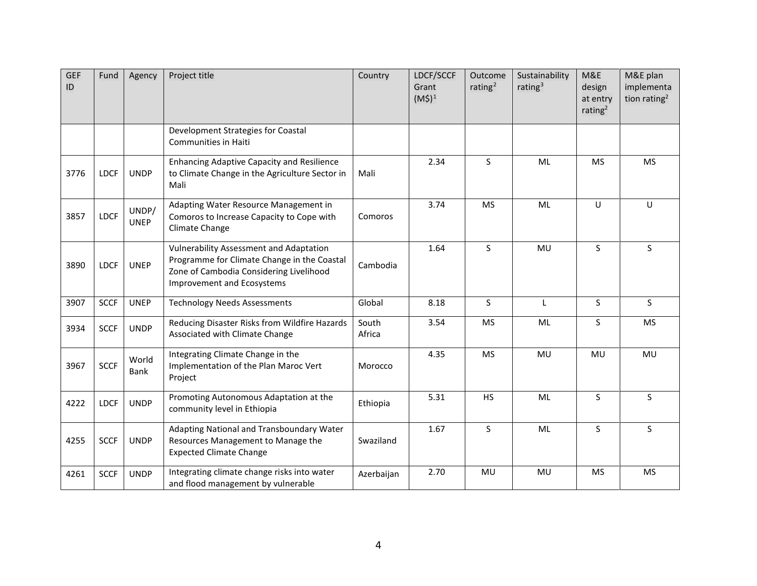| GEF ID | Fund | Agency | Project title | Country | LDCF/SCCF Grant (M$)[1] | Outcome rating[2] | Sustainability rating[3] | M&E design at entry rating[2] | M&E plan implementation rating[2] |
|---|---|---|---|---|---|---|---|---|---|
| | | | Development Strategies for Coastal Communities in Haiti | | | | | | |
| 3776 | LDCF | UNDP | Enhancing Adaptive Capacity and Resilience to Climate Change in the Agriculture Sector in Mali | Mali | 2.34 | S | ML | MS | MS |
| 3857 | LDCF | UNDP/ UNEP | Adapting Water Resource Management in Comoros to Increase Capacity to Cope with Climate Change | Comoros | 3.74 | MS | ML | U | U |
| 3890 | LDCF | UNEP | Vulnerability Assessment and Adaptation Programme for Climate Change in the Coastal Zone of Cambodia Considering Livelihood Improvement and Ecosystems | Cambodia | 1.64 | S | MU | S | S |
| 3907 | SCCF | UNEP | Technology Needs Assessments | Global | 8.18 | S | L | S | S |
| 3934 | SCCF | UNDP | Reducing Disaster Risks from Wildfire Hazards Associated with Climate Change | South Africa | 3.54 | MS | ML | S | MS |
| 3967 | SCCF | World Bank | Integrating Climate Change in the Implementation of the Plan Maroc Vert Project | Morocco | 4.35 | MS | MU | MU | MU |
| 4222 | LDCF | UNDP | Promoting Autonomous Adaptation at the community level in Ethiopia | Ethiopia | 5.31 | HS | ML | S | S |
| 4255 | SCCF | UNDP | Adapting National and Transboundary Water Resources Management to Manage the Expected Climate Change | Swaziland | 1.67 | S | ML | S | S |
| 4261 | SCCF | UNDP | Integrating climate change risks into water and flood management by vulnerable | Azerbaijan | 2.70 | MU | MU | MS | MS |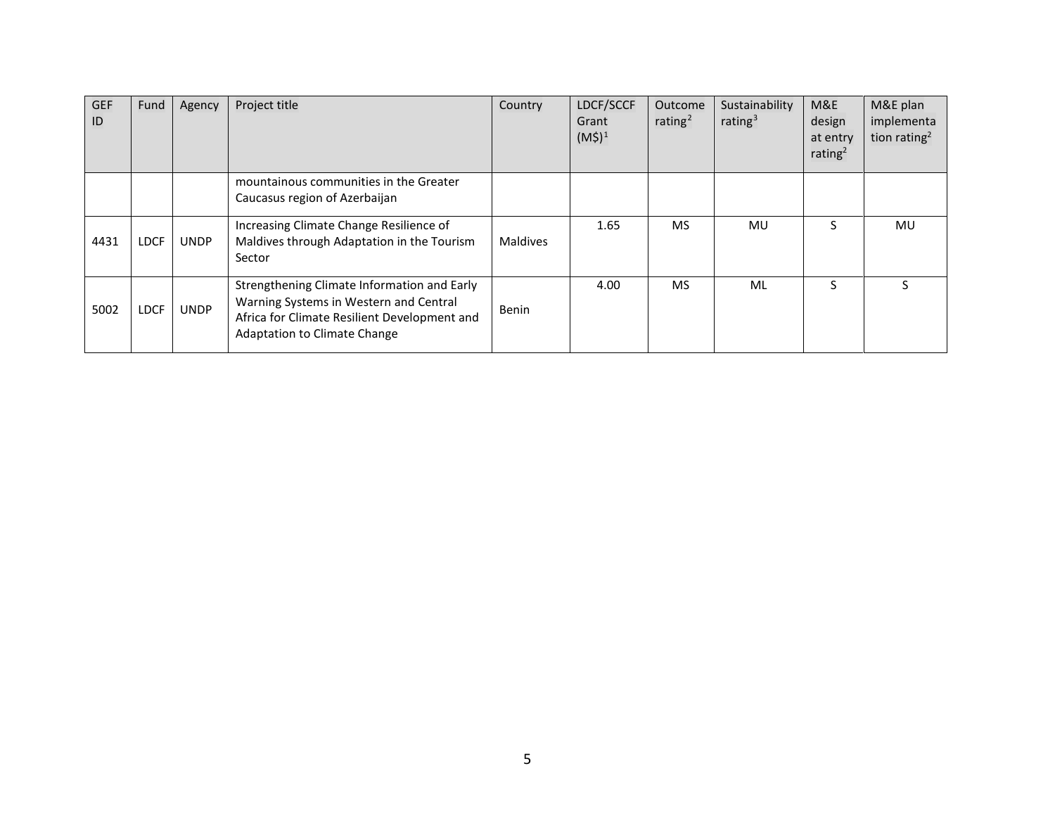| GEF ID | Fund | Agency | Project title | Country | LDCF/SCCF Grant (M$)[1] | Outcome rating[2] | Sustainability rating[3] | M&E design at entry rating[2] | M&E plan implementation rating[2] |
|---|---|---|---|---|---|---|---|---|---|
| | | | mountainous communities in the Greater Caucasus region of Azerbaijan | | | | | | |
| 4431 | LDCF | UNDP | Increasing Climate Change Resilience of Maldives through Adaptation in the Tourism Sector | Maldives | 1.65 | MS | MU | S | MU |
| 5002 | LDCF | UNDP | Strengthening Climate Information and Early Warning Systems in Western and Central Africa for Climate Resilient Development and Adaptation to Climate Change | Benin | 4.00 | MS | ML | S | S |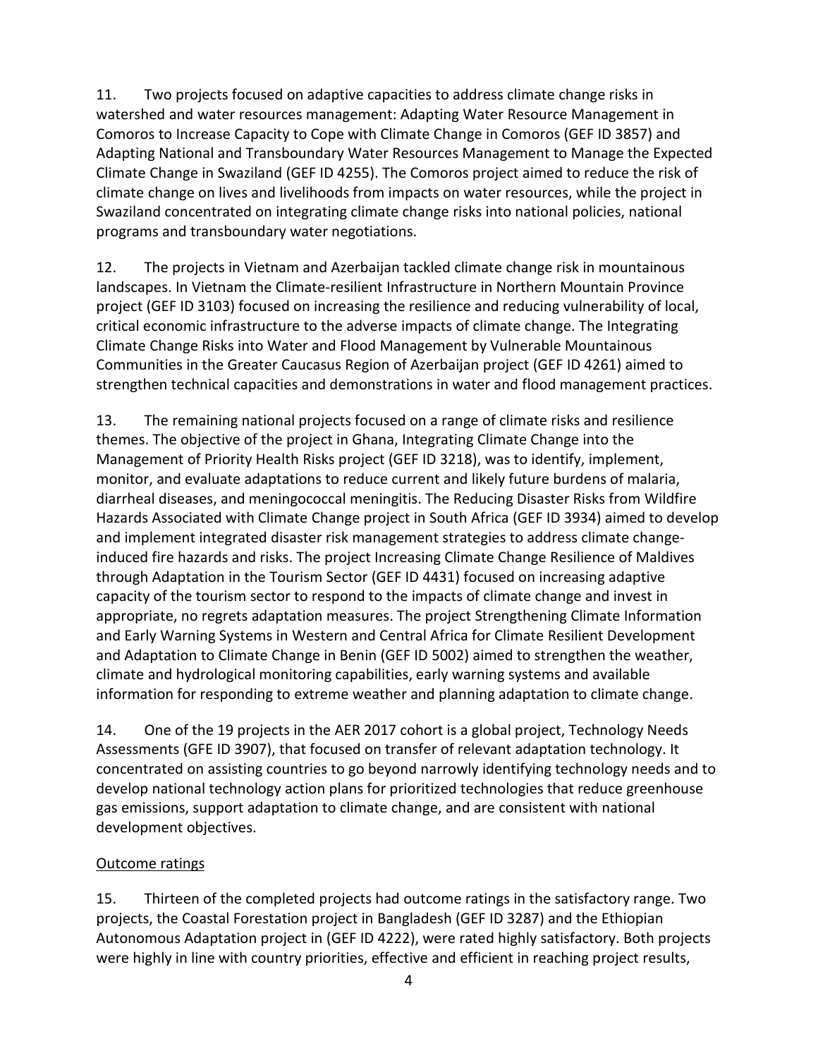11. Two projects focused on adaptive capacities to address climate change risks in watershed and water resources management: Adapting Water Resource Management in Comoros to Increase Capacity to Cope with Climate Change in Comoros (GEF ID 3857) and Adapting National and Transboundary Water Resources Management to Manage the Expected Climate Change in Swaziland (GEF ID 4255). The Comoros project aimed to reduce the risk of climate change on lives and livelihoods from impacts on water resources, while the project in Swaziland concentrated on integrating climate change risks into national policies, national programs and transboundary water negotiations.

12. The projects in Vietnam and Azerbaijan tackled climate change risk in mountainous landscapes. In Vietnam the Climate-resilient Infrastructure in Northern Mountain Province project (GEF ID 3103) focused on increasing the resilience and reducing vulnerability of local, critical economic infrastructure to the adverse impacts of climate change. The Integrating Climate Change Risks into Water and Flood Management by Vulnerable Mountainous Communities in the Greater Caucasus Region of Azerbaijan project (GEF ID 4261) aimed to strengthen technical capacities and demonstrations in water and flood management practices.

13. The remaining national projects focused on a range of climate risks and resilience themes. The objective of the project in Ghana, Integrating Climate Change into the Management of Priority Health Risks project (GEF ID 3218), was to identify, implement, monitor, and evaluate adaptations to reduce current and likely future burdens of malaria, diarrheal diseases, and meningococcal meningitis. The Reducing Disaster Risks from Wildfire Hazards Associated with Climate Change project in South Africa (GEF ID 3934) aimed to develop and implement integrated disaster risk management strategies to address climate change-induced fire hazards and risks. The project Increasing Climate Change Resilience of Maldives through Adaptation in the Tourism Sector (GEF ID 4431) focused on increasing adaptive capacity of the tourism sector to respond to the impacts of climate change and invest in appropriate, no regrets adaptation measures. The project Strengthening Climate Information and Early Warning Systems in Western and Central Africa for Climate Resilient Development and Adaptation to Climate Change in Benin (GEF ID 5002) aimed to strengthen the weather, climate and hydrological monitoring capabilities, early warning systems and available information for responding to extreme weather and planning adaptation to climate change.

14. One of the 19 projects in the AER 2017 cohort is a global project, Technology Needs Assessments (GFE ID 3907), that focused on transfer of relevant adaptation technology. It concentrated on assisting countries to go beyond narrowly identifying technology needs and to develop national technology action plans for prioritized technologies that reduce greenhouse gas emissions, support adaptation to climate change, and are consistent with national development objectives.

Outcome ratings

15. Thirteen of the completed projects had outcome ratings in the satisfactory range. Two projects, the Coastal Forestation project in Bangladesh (GEF ID 3287) and the Ethiopian Autonomous Adaptation project in (GEF ID 4222), were rated highly satisfactory. Both projects were highly in line with country priorities, effective and efficient in reaching project results,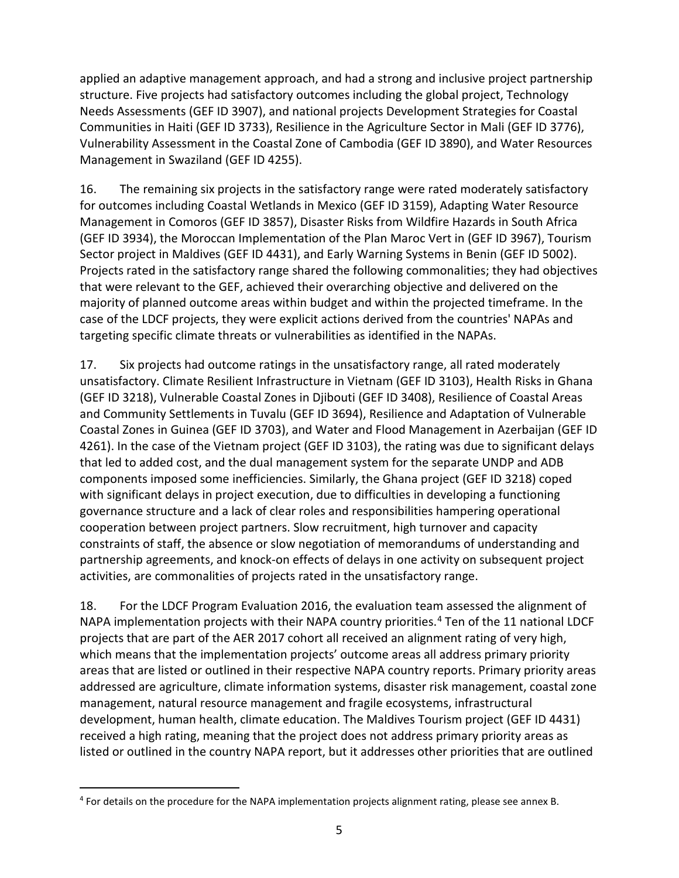applied an adaptive management approach, and had a strong and inclusive project partnership structure. Five projects had satisfactory outcomes including the global project, Technology Needs Assessments (GEF ID 3907), and national projects Development Strategies for Coastal Communities in Haiti (GEF ID 3733), Resilience in the Agriculture Sector in Mali (GEF ID 3776), Vulnerability Assessment in the Coastal Zone of Cambodia (GEF ID 3890), and Water Resources Management in Swaziland (GEF ID 4255).

16. The remaining six projects in the satisfactory range were rated moderately satisfactory for outcomes including Coastal Wetlands in Mexico (GEF ID 3159), Adapting Water Resource Management in Comoros (GEF ID 3857), Disaster Risks from Wildfire Hazards in South Africa (GEF ID 3934), the Moroccan Implementation of the Plan Maroc Vert in (GEF ID 3967), Tourism Sector project in Maldives (GEF ID 4431), and Early Warning Systems in Benin (GEF ID 5002). Projects rated in the satisfactory range shared the following commonalities; they had objectives that were relevant to the GEF, achieved their overarching objective and delivered on the majority of planned outcome areas within budget and within the projected timeframe. In the case of the LDCF projects, they were explicit actions derived from the countries' NAPAs and targeting specific climate threats or vulnerabilities as identified in the NAPAs.

17. Six projects had outcome ratings in the unsatisfactory range, all rated moderately unsatisfactory. Climate Resilient Infrastructure in Vietnam (GEF ID 3103), Health Risks in Ghana (GEF ID 3218), Vulnerable Coastal Zones in Djibouti (GEF ID 3408), Resilience of Coastal Areas and Community Settlements in Tuvalu (GEF ID 3694), Resilience and Adaptation of Vulnerable Coastal Zones in Guinea (GEF ID 3703), and Water and Flood Management in Azerbaijan (GEF ID 4261). In the case of the Vietnam project (GEF ID 3103), the rating was due to significant delays that led to added cost, and the dual management system for the separate UNDP and ADB components imposed some inefficiencies. Similarly, the Ghana project (GEF ID 3218) coped with significant delays in project execution, due to difficulties in developing a functioning governance structure and a lack of clear roles and responsibilities hampering operational cooperation between project partners. Slow recruitment, high turnover and capacity constraints of staff, the absence or slow negotiation of memorandums of understanding and partnership agreements, and knock-on effects of delays in one activity on subsequent project activities, are commonalities of projects rated in the unsatisfactory range.

18. For the LDCF Program Evaluation 2016, the evaluation team assessed the alignment of NAPA implementation projects with their NAPA country priorities.[4] Ten of the 11 national LDCF projects that are part of the AER 2017 cohort all received an alignment rating of very high, which means that the implementation projects' outcome areas all address primary priority areas that are listed or outlined in their respective NAPA country reports. Primary priority areas addressed are agriculture, climate information systems, disaster risk management, coastal zone management, natural resource management and fragile ecosystems, infrastructural development, human health, climate education. The Maldives Tourism project (GEF ID 4431) received a high rating, meaning that the project does not address primary priority areas as listed or outlined in the country NAPA report, but it addresses other priorities that are outlined

[4] For details on the procedure for the NAPA implementation projects alignment rating, please see annex B.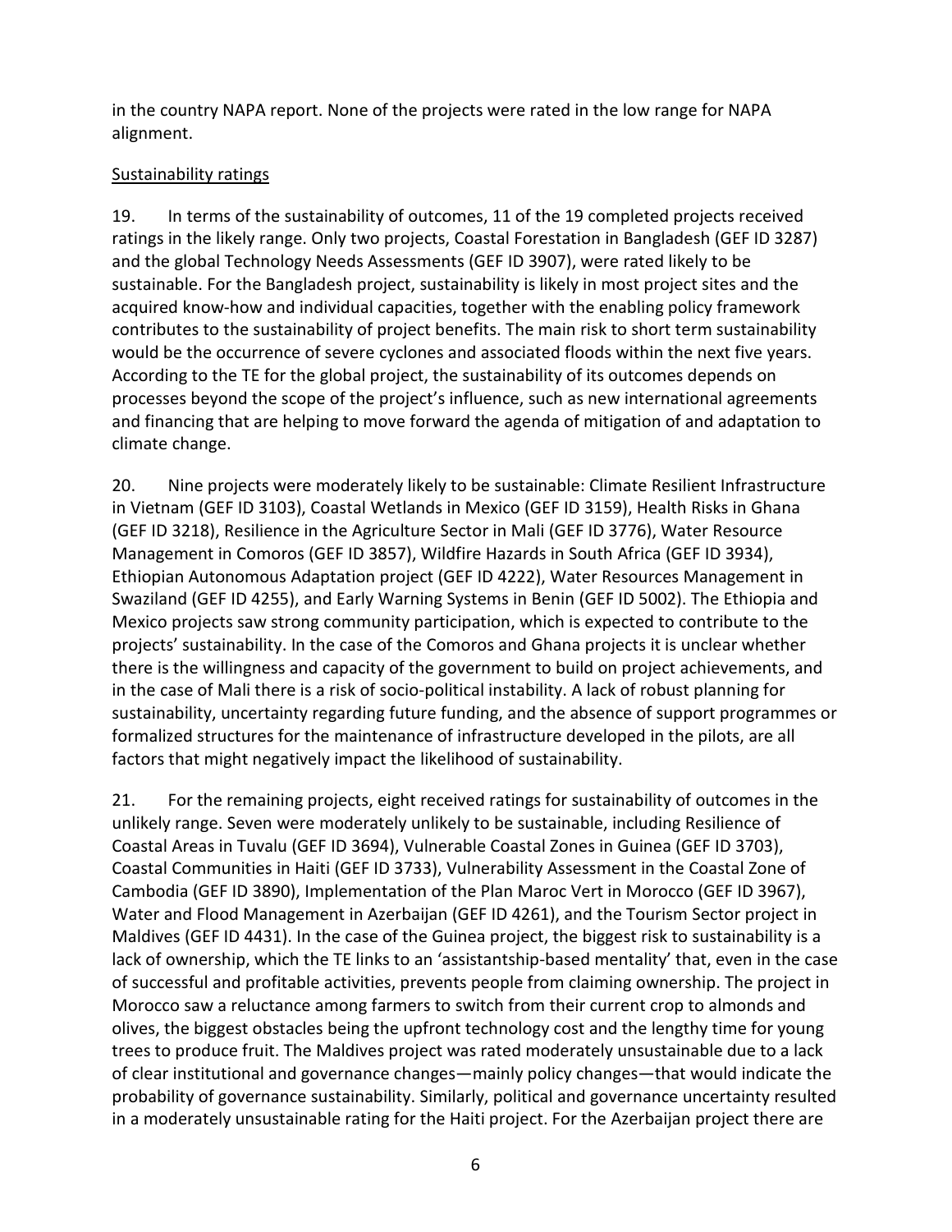in the country NAPA report. None of the projects were rated in the low range for NAPA alignment.

Sustainability ratings

19. In terms of the sustainability of outcomes, 11 of the 19 completed projects received ratings in the likely range. Only two projects, Coastal Forestation in Bangladesh (GEF ID 3287) and the global Technology Needs Assessments (GEF ID 3907), were rated likely to be sustainable. For the Bangladesh project, sustainability is likely in most project sites and the acquired know-how and individual capacities, together with the enabling policy framework contributes to the sustainability of project benefits. The main risk to short term sustainability would be the occurrence of severe cyclones and associated floods within the next five years. According to the TE for the global project, the sustainability of its outcomes depends on processes beyond the scope of the project's influence, such as new international agreements and financing that are helping to move forward the agenda of mitigation of and adaptation to climate change.

20. Nine projects were moderately likely to be sustainable: Climate Resilient Infrastructure in Vietnam (GEF ID 3103), Coastal Wetlands in Mexico (GEF ID 3159), Health Risks in Ghana (GEF ID 3218), Resilience in the Agriculture Sector in Mali (GEF ID 3776), Water Resource Management in Comoros (GEF ID 3857), Wildfire Hazards in South Africa (GEF ID 3934), Ethiopian Autonomous Adaptation project (GEF ID 4222), Water Resources Management in Swaziland (GEF ID 4255), and Early Warning Systems in Benin (GEF ID 5002). The Ethiopia and Mexico projects saw strong community participation, which is expected to contribute to the projects' sustainability. In the case of the Comoros and Ghana projects it is unclear whether there is the willingness and capacity of the government to build on project achievements, and in the case of Mali there is a risk of socio-political instability. A lack of robust planning for sustainability, uncertainty regarding future funding, and the absence of support programmes or formalized structures for the maintenance of infrastructure developed in the pilots, are all factors that might negatively impact the likelihood of sustainability.

21. For the remaining projects, eight received ratings for sustainability of outcomes in the unlikely range. Seven were moderately unlikely to be sustainable, including Resilience of Coastal Areas in Tuvalu (GEF ID 3694), Vulnerable Coastal Zones in Guinea (GEF ID 3703), Coastal Communities in Haiti (GEF ID 3733), Vulnerability Assessment in the Coastal Zone of Cambodia (GEF ID 3890), Implementation of the Plan Maroc Vert in Morocco (GEF ID 3967), Water and Flood Management in Azerbaijan (GEF ID 4261), and the Tourism Sector project in Maldives (GEF ID 4431). In the case of the Guinea project, the biggest risk to sustainability is a lack of ownership, which the TE links to an 'assistantship-based mentality' that, even in the case of successful and profitable activities, prevents people from claiming ownership. The project in Morocco saw a reluctance among farmers to switch from their current crop to almonds and olives, the biggest obstacles being the upfront technology cost and the lengthy time for young trees to produce fruit. The Maldives project was rated moderately unsustainable due to a lack of clear institutional and governance changes—mainly policy changes—that would indicate the probability of governance sustainability. Similarly, political and governance uncertainty resulted in a moderately unsustainable rating for the Haiti project. For the Azerbaijan project there are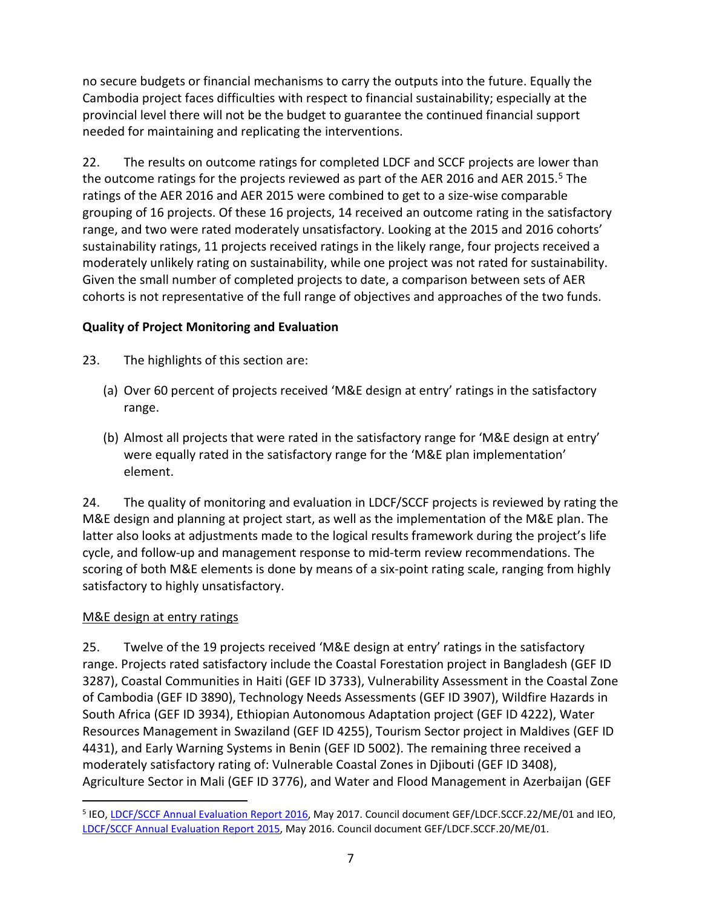no secure budgets or financial mechanisms to carry the outputs into the future. Equally the Cambodia project faces difficulties with respect to financial sustainability; especially at the provincial level there will not be the budget to guarantee the continued financial support needed for maintaining and replicating the interventions.

22. The results on outcome ratings for completed LDCF and SCCF projects are lower than the outcome ratings for the projects reviewed as part of the AER 2016 and AER 2015.[5] The ratings of the AER 2016 and AER 2015 were combined to get to a size-wise comparable grouping of 16 projects. Of these 16 projects, 14 received an outcome rating in the satisfactory range, and two were rated moderately unsatisfactory. Looking at the 2015 and 2016 cohorts' sustainability ratings, 11 projects received ratings in the likely range, four projects received a moderately unlikely rating on sustainability, while one project was not rated for sustainability. Given the small number of completed projects to date, a comparison between sets of AER cohorts is not representative of the full range of objectives and approaches of the two funds.

**Quality of Project Monitoring and Evaluation**

23. The highlights of this section are:

(a) Over 60 percent of projects received 'M&E design at entry' ratings in the satisfactory range.

(b) Almost all projects that were rated in the satisfactory range for 'M&E design at entry' were equally rated in the satisfactory range for the 'M&E plan implementation' element.

24. The quality of monitoring and evaluation in LDCF/SCCF projects is reviewed by rating the M&E design and planning at project start, as well as the implementation of the M&E plan. The latter also looks at adjustments made to the logical results framework during the project's life cycle, and follow-up and management response to mid-term review recommendations. The scoring of both M&E elements is done by means of a six-point rating scale, ranging from highly satisfactory to highly unsatisfactory.

M&E design at entry ratings

25. Twelve of the 19 projects received 'M&E design at entry' ratings in the satisfactory range. Projects rated satisfactory include the Coastal Forestation project in Bangladesh (GEF ID 3287), Coastal Communities in Haiti (GEF ID 3733), Vulnerability Assessment in the Coastal Zone of Cambodia (GEF ID 3890), Technology Needs Assessments (GEF ID 3907), Wildfire Hazards in South Africa (GEF ID 3934), Ethiopian Autonomous Adaptation project (GEF ID 4222), Water Resources Management in Swaziland (GEF ID 4255), Tourism Sector project in Maldives (GEF ID 4431), and Early Warning Systems in Benin (GEF ID 5002). The remaining three received a moderately satisfactory rating of: Vulnerable Coastal Zones in Djibouti (GEF ID 3408), Agriculture Sector in Mali (GEF ID 3776), and Water and Flood Management in Azerbaijan (GEF

[5] IEO, LDCF/SCCF Annual Evaluation Report 2016, May 2017. Council document GEF/LDCF.SCCF.22/ME/01 and IEO, LDCF/SCCF Annual Evaluation Report 2015, May 2016. Council document GEF/LDCF.SCCF.20/ME/01.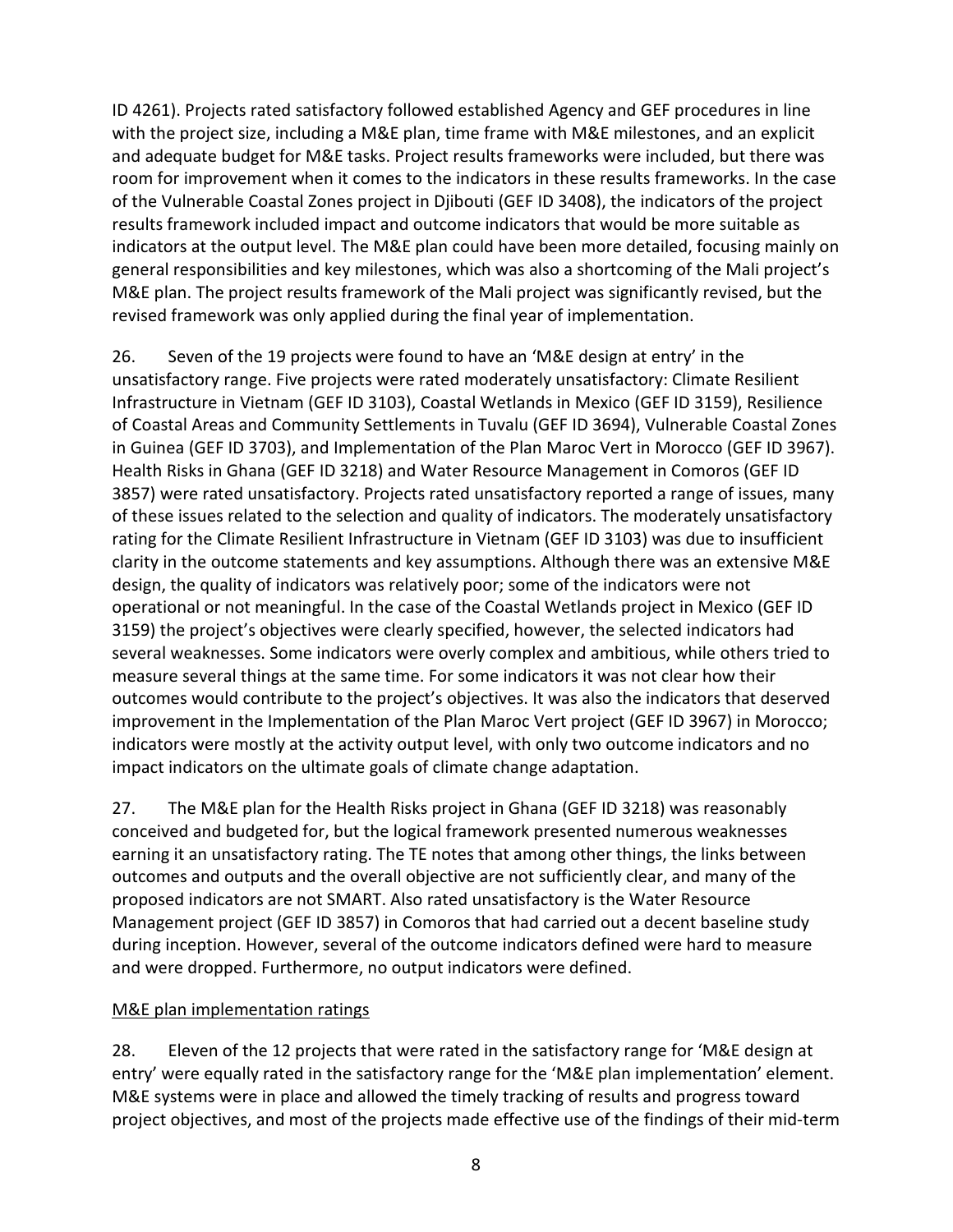ID 4261). Projects rated satisfactory followed established Agency and GEF procedures in line with the project size, including a M&E plan, time frame with M&E milestones, and an explicit and adequate budget for M&E tasks. Project results frameworks were included, but there was room for improvement when it comes to the indicators in these results frameworks. In the case of the Vulnerable Coastal Zones project in Djibouti (GEF ID 3408), the indicators of the project results framework included impact and outcome indicators that would be more suitable as indicators at the output level. The M&E plan could have been more detailed, focusing mainly on general responsibilities and key milestones, which was also a shortcoming of the Mali project's M&E plan. The project results framework of the Mali project was significantly revised, but the revised framework was only applied during the final year of implementation.

26. Seven of the 19 projects were found to have an 'M&E design at entry' in the unsatisfactory range. Five projects were rated moderately unsatisfactory: Climate Resilient Infrastructure in Vietnam (GEF ID 3103), Coastal Wetlands in Mexico (GEF ID 3159), Resilience of Coastal Areas and Community Settlements in Tuvalu (GEF ID 3694), Vulnerable Coastal Zones in Guinea (GEF ID 3703), and Implementation of the Plan Maroc Vert in Morocco (GEF ID 3967). Health Risks in Ghana (GEF ID 3218) and Water Resource Management in Comoros (GEF ID 3857) were rated unsatisfactory. Projects rated unsatisfactory reported a range of issues, many of these issues related to the selection and quality of indicators. The moderately unsatisfactory rating for the Climate Resilient Infrastructure in Vietnam (GEF ID 3103) was due to insufficient clarity in the outcome statements and key assumptions. Although there was an extensive M&E design, the quality of indicators was relatively poor; some of the indicators were not operational or not meaningful. In the case of the Coastal Wetlands project in Mexico (GEF ID 3159) the project's objectives were clearly specified, however, the selected indicators had several weaknesses. Some indicators were overly complex and ambitious, while others tried to measure several things at the same time. For some indicators it was not clear how their outcomes would contribute to the project's objectives. It was also the indicators that deserved improvement in the Implementation of the Plan Maroc Vert project (GEF ID 3967) in Morocco; indicators were mostly at the activity output level, with only two outcome indicators and no impact indicators on the ultimate goals of climate change adaptation.

27. The M&E plan for the Health Risks project in Ghana (GEF ID 3218) was reasonably conceived and budgeted for, but the logical framework presented numerous weaknesses earning it an unsatisfactory rating. The TE notes that among other things, the links between outcomes and outputs and the overall objective are not sufficiently clear, and many of the proposed indicators are not SMART. Also rated unsatisfactory is the Water Resource Management project (GEF ID 3857) in Comoros that had carried out a decent baseline study during inception. However, several of the outcome indicators defined were hard to measure and were dropped. Furthermore, no output indicators were defined.

M&E plan implementation ratings

28. Eleven of the 12 projects that were rated in the satisfactory range for 'M&E design at entry' were equally rated in the satisfactory range for the 'M&E plan implementation' element. M&E systems were in place and allowed the timely tracking of results and progress toward project objectives, and most of the projects made effective use of the findings of their mid-term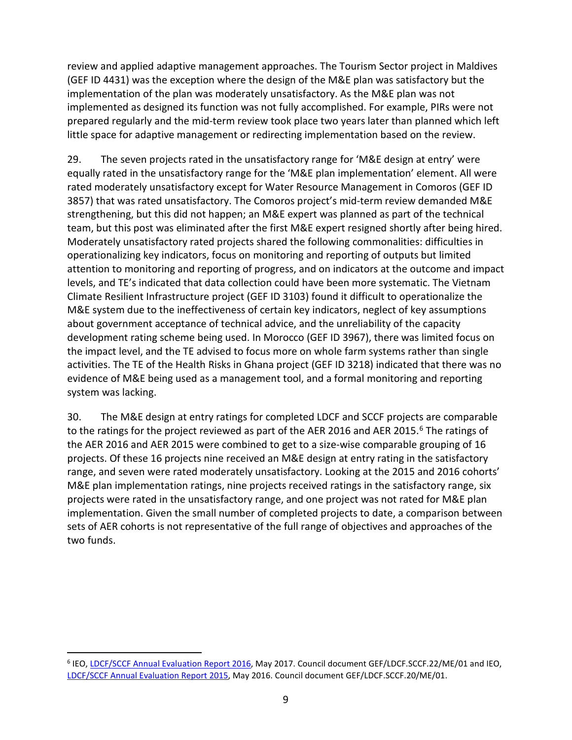review and applied adaptive management approaches. The Tourism Sector project in Maldives (GEF ID 4431) was the exception where the design of the M&E plan was satisfactory but the implementation of the plan was moderately unsatisfactory. As the M&E plan was not implemented as designed its function was not fully accomplished. For example, PIRs were not prepared regularly and the mid-term review took place two years later than planned which left little space for adaptive management or redirecting implementation based on the review.

29. The seven projects rated in the unsatisfactory range for 'M&E design at entry' were equally rated in the unsatisfactory range for the 'M&E plan implementation' element. All were rated moderately unsatisfactory except for Water Resource Management in Comoros (GEF ID 3857) that was rated unsatisfactory. The Comoros project's mid-term review demanded M&E strengthening, but this did not happen; an M&E expert was planned as part of the technical team, but this post was eliminated after the first M&E expert resigned shortly after being hired. Moderately unsatisfactory rated projects shared the following commonalities: difficulties in operationalizing key indicators, focus on monitoring and reporting of outputs but limited attention to monitoring and reporting of progress, and on indicators at the outcome and impact levels, and TE's indicated that data collection could have been more systematic. The Vietnam Climate Resilient Infrastructure project (GEF ID 3103) found it difficult to operationalize the M&E system due to the ineffectiveness of certain key indicators, neglect of key assumptions about government acceptance of technical advice, and the unreliability of the capacity development rating scheme being used. In Morocco (GEF ID 3967), there was limited focus on the impact level, and the TE advised to focus more on whole farm systems rather than single activities. The TE of the Health Risks in Ghana project (GEF ID 3218) indicated that there was no evidence of M&E being used as a management tool, and a formal monitoring and reporting system was lacking.

30. The M&E design at entry ratings for completed LDCF and SCCF projects are comparable to the ratings for the project reviewed as part of the AER 2016 and AER 2015.[6] The ratings of the AER 2016 and AER 2015 were combined to get to a size-wise comparable grouping of 16 projects. Of these 16 projects nine received an M&E design at entry rating in the satisfactory range, and seven were rated moderately unsatisfactory. Looking at the 2015 and 2016 cohorts' M&E plan implementation ratings, nine projects received ratings in the satisfactory range, six projects were rated in the unsatisfactory range, and one project was not rated for M&E plan implementation. Given the small number of completed projects to date, a comparison between sets of AER cohorts is not representative of the full range of objectives and approaches of the two funds.

---

[6] IEO, LDCF/SCCF Annual Evaluation Report 2016, May 2017. Council document GEF/LDCF.SCCF.22/ME/01 and IEO, LDCF/SCCF Annual Evaluation Report 2015, May 2016. Council document GEF/LDCF.SCCF.20/ME/01.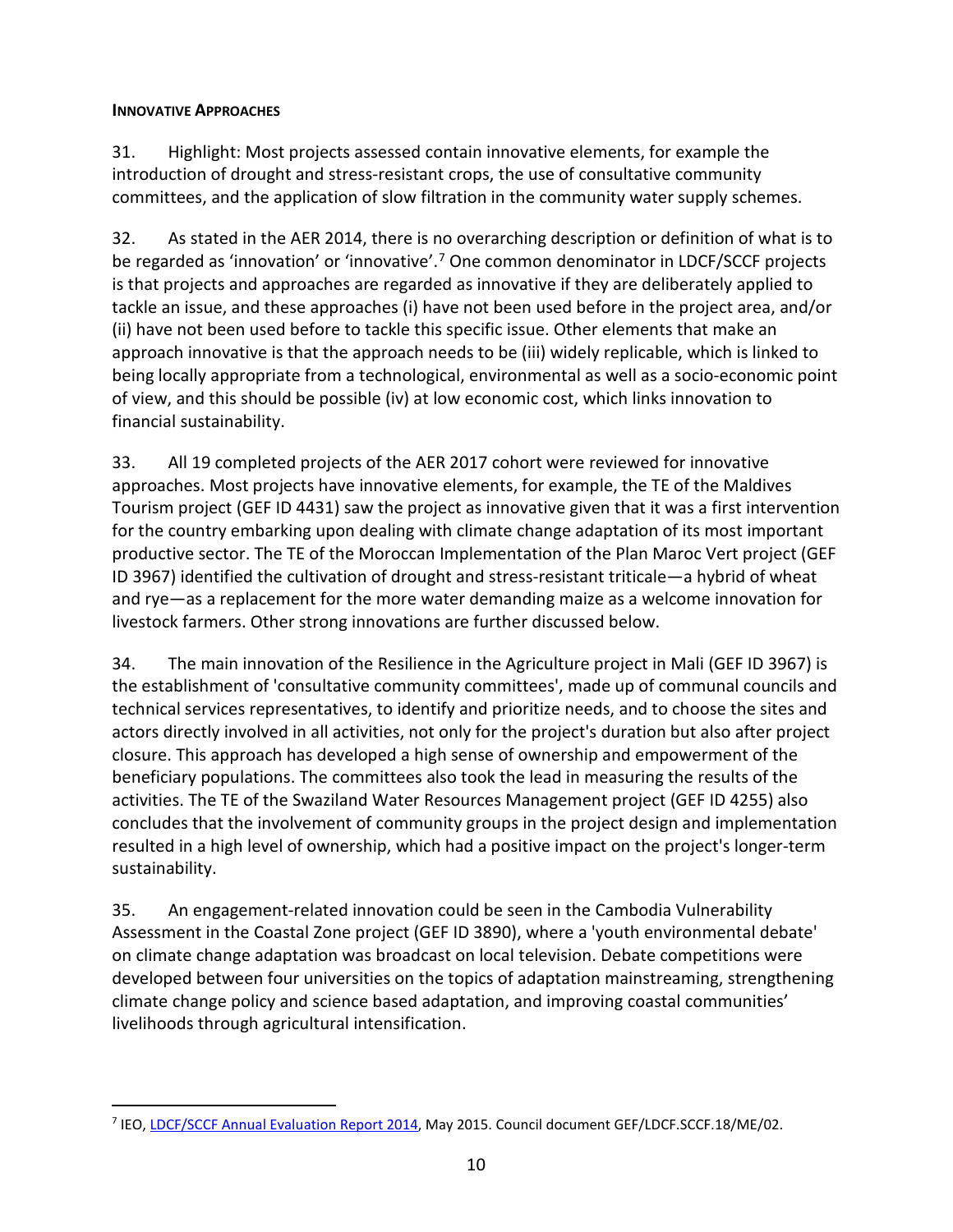#### INNOVATIVE APPROACHES

31. Highlight: Most projects assessed contain innovative elements, for example the introduction of drought and stress-resistant crops, the use of consultative community committees, and the application of slow filtration in the community water supply schemes.

32. As stated in the AER 2014, there is no overarching description or definition of what is to be regarded as 'innovation' or 'innovative'.[7] One common denominator in LDCF/SCCF projects is that projects and approaches are regarded as innovative if they are deliberately applied to tackle an issue, and these approaches (i) have not been used before in the project area, and/or (ii) have not been used before to tackle this specific issue. Other elements that make an approach innovative is that the approach needs to be (iii) widely replicable, which is linked to being locally appropriate from a technological, environmental as well as a socio-economic point of view, and this should be possible (iv) at low economic cost, which links innovation to financial sustainability.

33. All 19 completed projects of the AER 2017 cohort were reviewed for innovative approaches. Most projects have innovative elements, for example, the TE of the Maldives Tourism project (GEF ID 4431) saw the project as innovative given that it was a first intervention for the country embarking upon dealing with climate change adaptation of its most important productive sector. The TE of the Moroccan Implementation of the Plan Maroc Vert project (GEF ID 3967) identified the cultivation of drought and stress-resistant triticale—a hybrid of wheat and rye—as a replacement for the more water demanding maize as a welcome innovation for livestock farmers. Other strong innovations are further discussed below.

34. The main innovation of the Resilience in the Agriculture project in Mali (GEF ID 3967) is the establishment of 'consultative community committees', made up of communal councils and technical services representatives, to identify and prioritize needs, and to choose the sites and actors directly involved in all activities, not only for the project's duration but also after project closure. This approach has developed a high sense of ownership and empowerment of the beneficiary populations. The committees also took the lead in measuring the results of the activities. The TE of the Swaziland Water Resources Management project (GEF ID 4255) also concludes that the involvement of community groups in the project design and implementation resulted in a high level of ownership, which had a positive impact on the project's longer-term sustainability.

35. An engagement-related innovation could be seen in the Cambodia Vulnerability Assessment in the Coastal Zone project (GEF ID 3890), where a 'youth environmental debate' on climate change adaptation was broadcast on local television. Debate competitions were developed between four universities on the topics of adaptation mainstreaming, strengthening climate change policy and science based adaptation, and improving coastal communities' livelihoods through agricultural intensification.

---

[7] IEO, LDCF/SCCF Annual Evaluation Report 2014, May 2015. Council document GEF/LDCF.SCCF.18/ME/02.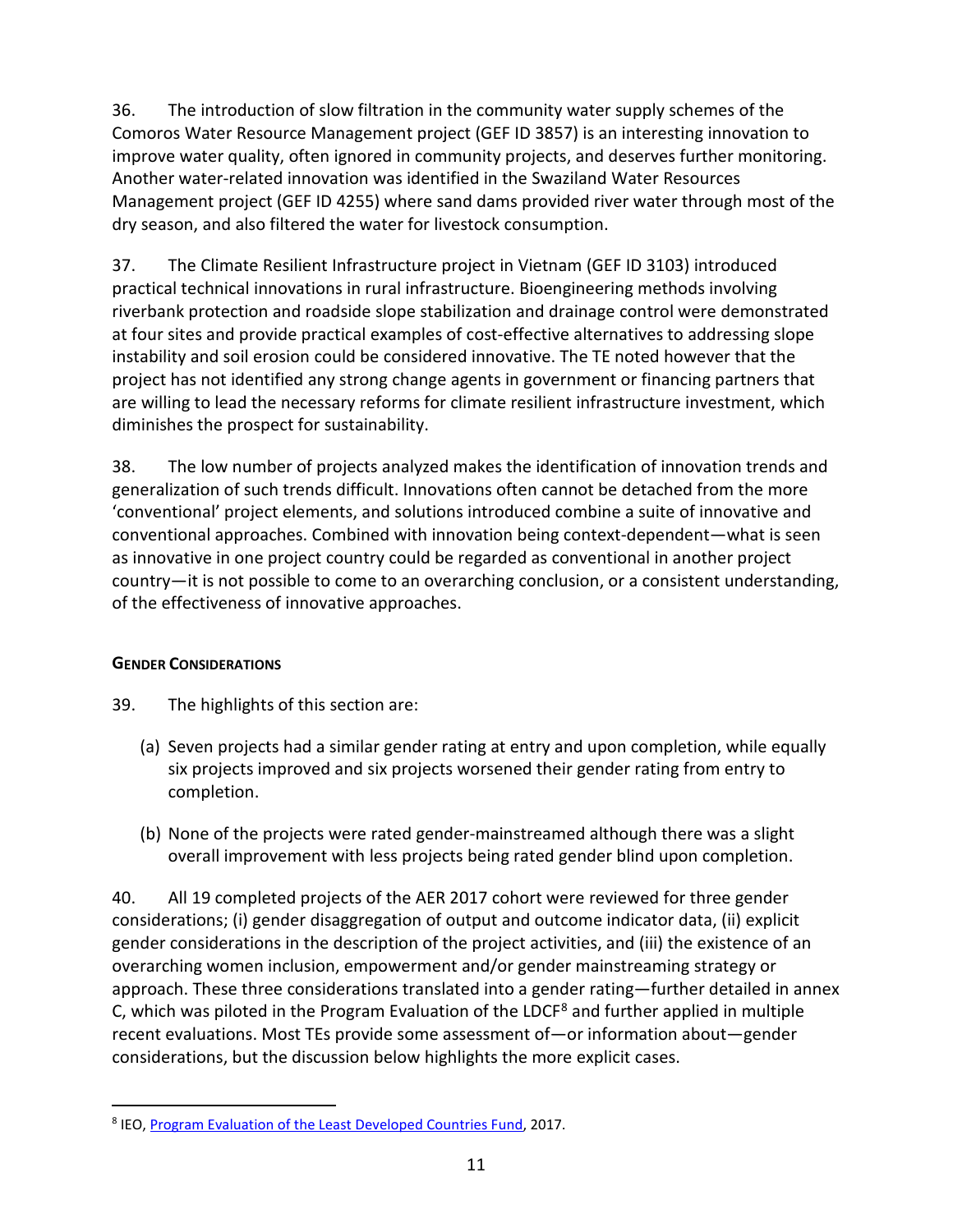36. The introduction of slow filtration in the community water supply schemes of the Comoros Water Resource Management project (GEF ID 3857) is an interesting innovation to improve water quality, often ignored in community projects, and deserves further monitoring. Another water-related innovation was identified in the Swaziland Water Resources Management project (GEF ID 4255) where sand dams provided river water through most of the dry season, and also filtered the water for livestock consumption.

37. The Climate Resilient Infrastructure project in Vietnam (GEF ID 3103) introduced practical technical innovations in rural infrastructure. Bioengineering methods involving riverbank protection and roadside slope stabilization and drainage control were demonstrated at four sites and provide practical examples of cost-effective alternatives to addressing slope instability and soil erosion could be considered innovative. The TE noted however that the project has not identified any strong change agents in government or financing partners that are willing to lead the necessary reforms for climate resilient infrastructure investment, which diminishes the prospect for sustainability.

38. The low number of projects analyzed makes the identification of innovation trends and generalization of such trends difficult. Innovations often cannot be detached from the more 'conventional' project elements, and solutions introduced combine a suite of innovative and conventional approaches. Combined with innovation being context-dependent—what is seen as innovative in one project country could be regarded as conventional in another project country—it is not possible to come to an overarching conclusion, or a consistent understanding, of the effectiveness of innovative approaches.

#### Gender Considerations

39. The highlights of this section are:

(a) Seven projects had a similar gender rating at entry and upon completion, while equally six projects improved and six projects worsened their gender rating from entry to completion.

(b) None of the projects were rated gender-mainstreamed although there was a slight overall improvement with less projects being rated gender blind upon completion.

40. All 19 completed projects of the AER 2017 cohort were reviewed for three gender considerations; (i) gender disaggregation of output and outcome indicator data, (ii) explicit gender considerations in the description of the project activities, and (iii) the existence of an overarching women inclusion, empowerment and/or gender mainstreaming strategy or approach. These three considerations translated into a gender rating—further detailed in annex C, which was piloted in the Program Evaluation of the LDCF[8] and further applied in multiple recent evaluations. Most TEs provide some assessment of—or information about—gender considerations, but the discussion below highlights the more explicit cases.

---

[8] IEO, Program Evaluation of the Least Developed Countries Fund, 2017.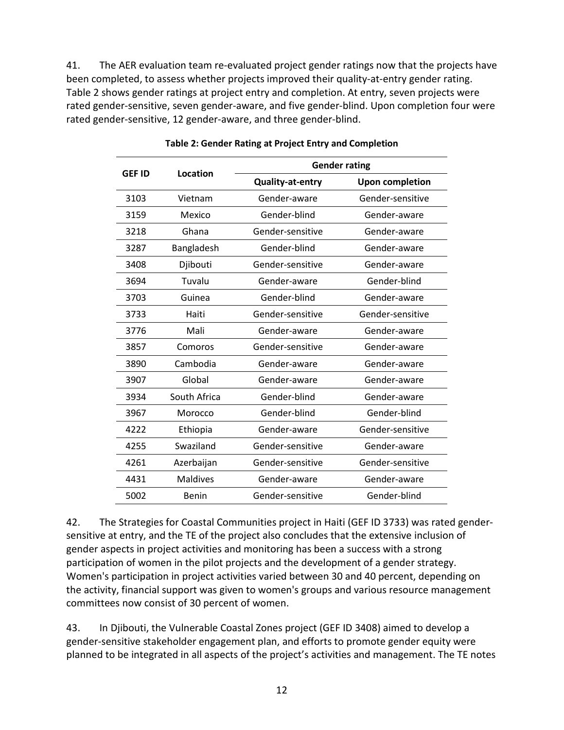41. The AER evaluation team re-evaluated project gender ratings now that the projects have been completed, to assess whether projects improved their quality-at-entry gender rating. Table 2 shows gender ratings at project entry and completion. At entry, seven projects were rated gender-sensitive, seven gender-aware, and five gender-blind. Upon completion four were rated gender-sensitive, 12 gender-aware, and three gender-blind.

**Table 2: Gender Rating at Project Entry and Completion**

| GEF ID | Location | Gender rating | |
|---|---|---|---|
| | | **Quality-at-entry** | **Upon completion** |
| 3103 | Vietnam | Gender-aware | Gender-sensitive |
| 3159 | Mexico | Gender-blind | Gender-aware |
| 3218 | Ghana | Gender-sensitive | Gender-aware |
| 3287 | Bangladesh | Gender-blind | Gender-aware |
| 3408 | Djibouti | Gender-sensitive | Gender-aware |
| 3694 | Tuvalu | Gender-aware | Gender-blind |
| 3703 | Guinea | Gender-blind | Gender-aware |
| 3733 | Haiti | Gender-sensitive | Gender-sensitive |
| 3776 | Mali | Gender-aware | Gender-aware |
| 3857 | Comoros | Gender-sensitive | Gender-aware |
| 3890 | Cambodia | Gender-aware | Gender-aware |
| 3907 | Global | Gender-aware | Gender-aware |
| 3934 | South Africa | Gender-blind | Gender-aware |
| 3967 | Morocco | Gender-blind | Gender-blind |
| 4222 | Ethiopia | Gender-aware | Gender-sensitive |
| 4255 | Swaziland | Gender-sensitive | Gender-aware |
| 4261 | Azerbaijan | Gender-sensitive | Gender-sensitive |
| 4431 | Maldives | Gender-aware | Gender-aware |
| 5002 | Benin | Gender-sensitive | Gender-blind |

42. The Strategies for Coastal Communities project in Haiti (GEF ID 3733) was rated gender-sensitive at entry, and the TE of the project also concludes that the extensive inclusion of gender aspects in project activities and monitoring has been a success with a strong participation of women in the pilot projects and the development of a gender strategy. Women's participation in project activities varied between 30 and 40 percent, depending on the activity, financial support was given to women's groups and various resource management committees now consist of 30 percent of women.

43. In Djibouti, the Vulnerable Coastal Zones project (GEF ID 3408) aimed to develop a gender-sensitive stakeholder engagement plan, and efforts to promote gender equity were planned to be integrated in all aspects of the project's activities and management. The TE notes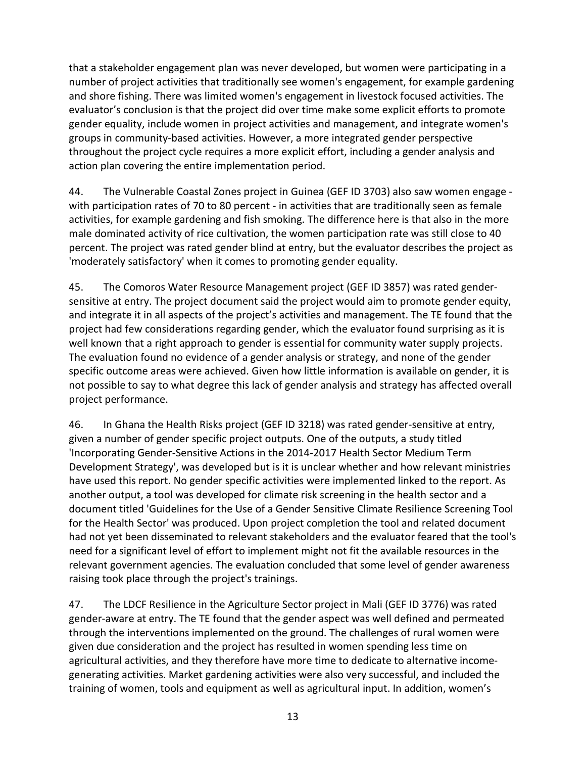that a stakeholder engagement plan was never developed, but women were participating in a number of project activities that traditionally see women's engagement, for example gardening and shore fishing. There was limited women's engagement in livestock focused activities. The evaluator's conclusion is that the project did over time make some explicit efforts to promote gender equality, include women in project activities and management, and integrate women's groups in community-based activities. However, a more integrated gender perspective throughout the project cycle requires a more explicit effort, including a gender analysis and action plan covering the entire implementation period.

44. The Vulnerable Coastal Zones project in Guinea (GEF ID 3703) also saw women engage - with participation rates of 70 to 80 percent - in activities that are traditionally seen as female activities, for example gardening and fish smoking. The difference here is that also in the more male dominated activity of rice cultivation, the women participation rate was still close to 40 percent. The project was rated gender blind at entry, but the evaluator describes the project as 'moderately satisfactory' when it comes to promoting gender equality.

45. The Comoros Water Resource Management project (GEF ID 3857) was rated gender-sensitive at entry. The project document said the project would aim to promote gender equity, and integrate it in all aspects of the project's activities and management. The TE found that the project had few considerations regarding gender, which the evaluator found surprising as it is well known that a right approach to gender is essential for community water supply projects. The evaluation found no evidence of a gender analysis or strategy, and none of the gender specific outcome areas were achieved. Given how little information is available on gender, it is not possible to say to what degree this lack of gender analysis and strategy has affected overall project performance.

46. In Ghana the Health Risks project (GEF ID 3218) was rated gender-sensitive at entry, given a number of gender specific project outputs. One of the outputs, a study titled 'Incorporating Gender-Sensitive Actions in the 2014-2017 Health Sector Medium Term Development Strategy', was developed but is it is unclear whether and how relevant ministries have used this report. No gender specific activities were implemented linked to the report. As another output, a tool was developed for climate risk screening in the health sector and a document titled 'Guidelines for the Use of a Gender Sensitive Climate Resilience Screening Tool for the Health Sector' was produced. Upon project completion the tool and related document had not yet been disseminated to relevant stakeholders and the evaluator feared that the tool's need for a significant level of effort to implement might not fit the available resources in the relevant government agencies. The evaluation concluded that some level of gender awareness raising took place through the project's trainings.

47. The LDCF Resilience in the Agriculture Sector project in Mali (GEF ID 3776) was rated gender-aware at entry. The TE found that the gender aspect was well defined and permeated through the interventions implemented on the ground. The challenges of rural women were given due consideration and the project has resulted in women spending less time on agricultural activities, and they therefore have more time to dedicate to alternative income-generating activities. Market gardening activities were also very successful, and included the training of women, tools and equipment as well as agricultural input. In addition, women's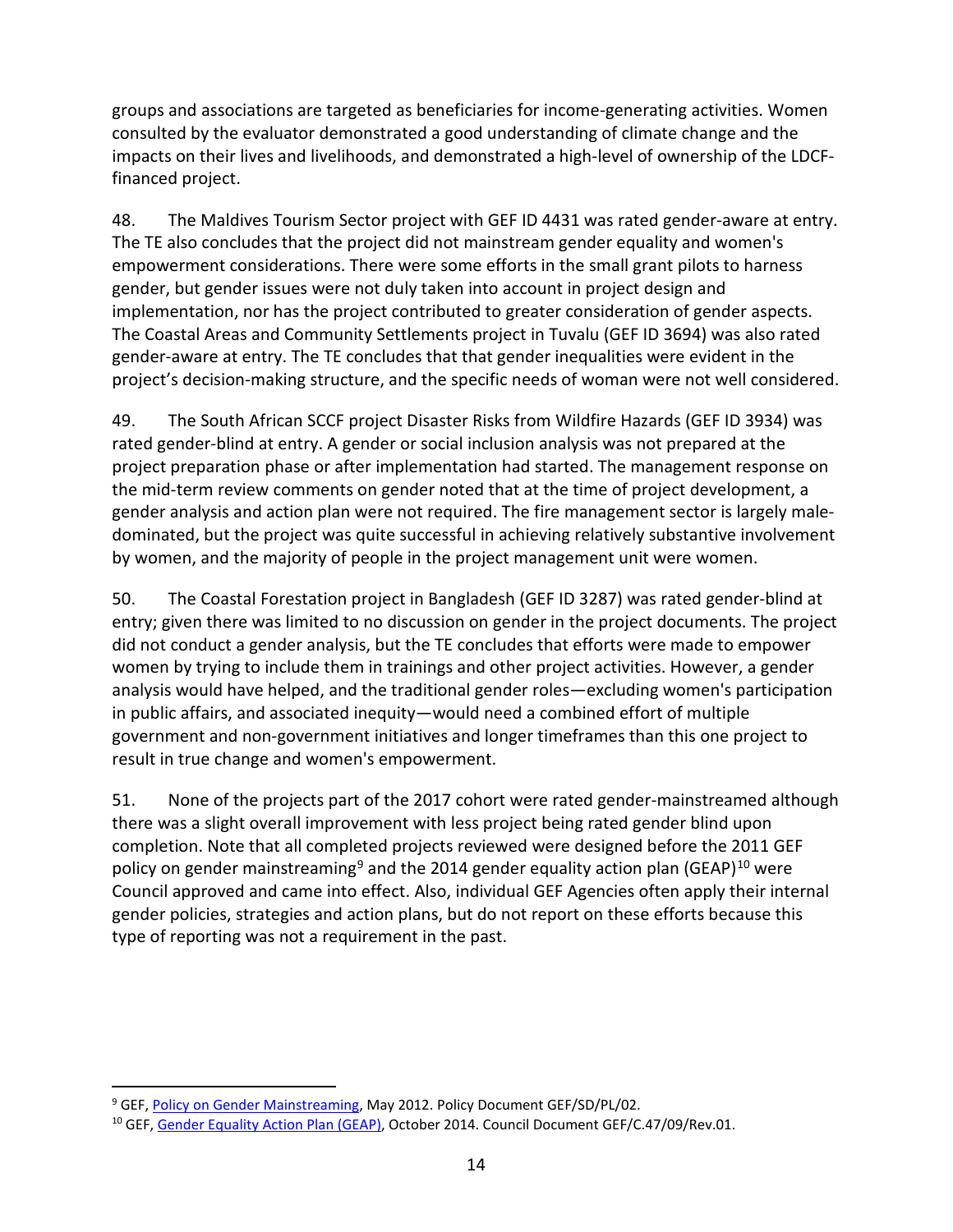groups and associations are targeted as beneficiaries for income-generating activities. Women consulted by the evaluator demonstrated a good understanding of climate change and the impacts on their lives and livelihoods, and demonstrated a high-level of ownership of the LDCF-financed project.

48. The Maldives Tourism Sector project with GEF ID 4431 was rated gender-aware at entry. The TE also concludes that the project did not mainstream gender equality and women's empowerment considerations. There were some efforts in the small grant pilots to harness gender, but gender issues were not duly taken into account in project design and implementation, nor has the project contributed to greater consideration of gender aspects. The Coastal Areas and Community Settlements project in Tuvalu (GEF ID 3694) was also rated gender-aware at entry. The TE concludes that that gender inequalities were evident in the project's decision-making structure, and the specific needs of woman were not well considered.

49. The South African SCCF project Disaster Risks from Wildfire Hazards (GEF ID 3934) was rated gender-blind at entry. A gender or social inclusion analysis was not prepared at the project preparation phase or after implementation had started. The management response on the mid-term review comments on gender noted that at the time of project development, a gender analysis and action plan were not required. The fire management sector is largely male-dominated, but the project was quite successful in achieving relatively substantive involvement by women, and the majority of people in the project management unit were women.

50. The Coastal Forestation project in Bangladesh (GEF ID 3287) was rated gender-blind at entry; given there was limited to no discussion on gender in the project documents. The project did not conduct a gender analysis, but the TE concludes that efforts were made to empower women by trying to include them in trainings and other project activities. However, a gender analysis would have helped, and the traditional gender roles—excluding women's participation in public affairs, and associated inequity—would need a combined effort of multiple government and non-government initiatives and longer timeframes than this one project to result in true change and women's empowerment.

51. None of the projects part of the 2017 cohort were rated gender-mainstreamed although there was a slight overall improvement with less project being rated gender blind upon completion. Note that all completed projects reviewed were designed before the 2011 GEF policy on gender mainstreaming[9] and the 2014 gender equality action plan (GEAP)[10] were Council approved and came into effect. Also, individual GEF Agencies often apply their internal gender policies, strategies and action plans, but do not report on these efforts because this type of reporting was not a requirement in the past.

---

[9] GEF, Policy on Gender Mainstreaming, May 2012. Policy Document GEF/SD/PL/02.

[10] GEF, Gender Equality Action Plan (GEAP), October 2014. Council Document GEF/C.47/09/Rev.01.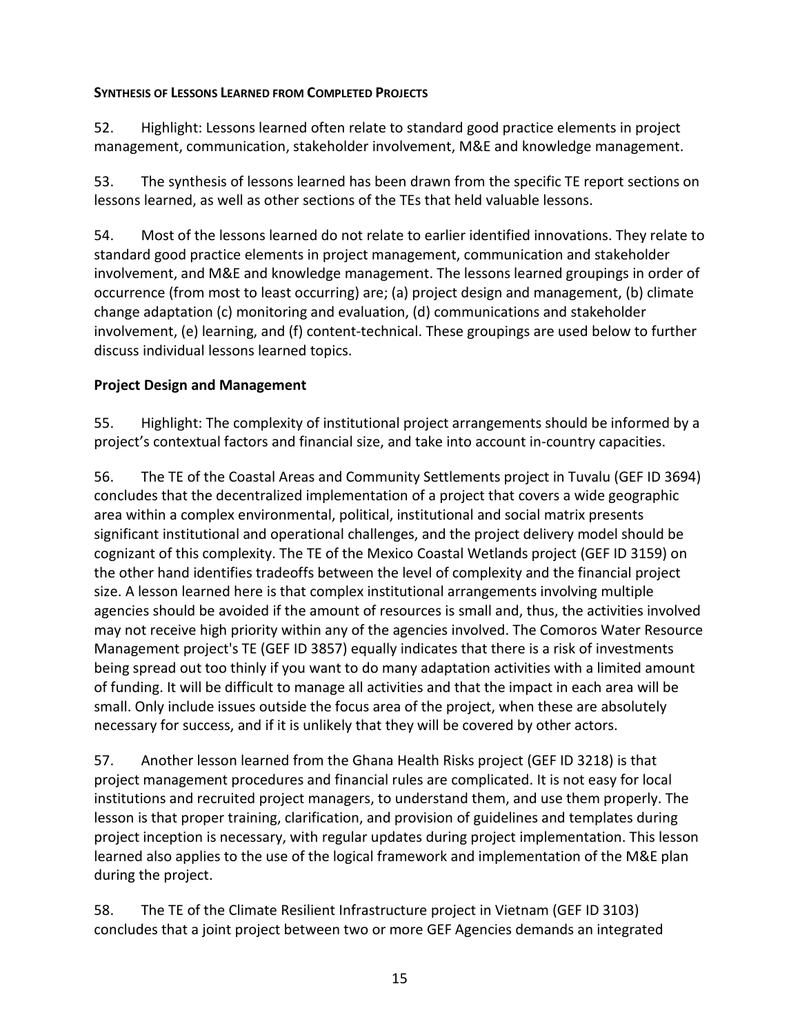**SYNTHESIS OF LESSONS LEARNED FROM COMPLETED PROJECTS**

52. Highlight: Lessons learned often relate to standard good practice elements in project management, communication, stakeholder involvement, M&E and knowledge management.

53. The synthesis of lessons learned has been drawn from the specific TE report sections on lessons learned, as well as other sections of the TEs that held valuable lessons.

54. Most of the lessons learned do not relate to earlier identified innovations. They relate to standard good practice elements in project management, communication and stakeholder involvement, and M&E and knowledge management. The lessons learned groupings in order of occurrence (from most to least occurring) are; (a) project design and management, (b) climate change adaptation (c) monitoring and evaluation, (d) communications and stakeholder involvement, (e) learning, and (f) content-technical. These groupings are used below to further discuss individual lessons learned topics.

### Project Design and Management

55. Highlight: The complexity of institutional project arrangements should be informed by a project's contextual factors and financial size, and take into account in-country capacities.

56. The TE of the Coastal Areas and Community Settlements project in Tuvalu (GEF ID 3694) concludes that the decentralized implementation of a project that covers a wide geographic area within a complex environmental, political, institutional and social matrix presents significant institutional and operational challenges, and the project delivery model should be cognizant of this complexity. The TE of the Mexico Coastal Wetlands project (GEF ID 3159) on the other hand identifies tradeoffs between the level of complexity and the financial project size. A lesson learned here is that complex institutional arrangements involving multiple agencies should be avoided if the amount of resources is small and, thus, the activities involved may not receive high priority within any of the agencies involved. The Comoros Water Resource Management project's TE (GEF ID 3857) equally indicates that there is a risk of investments being spread out too thinly if you want to do many adaptation activities with a limited amount of funding. It will be difficult to manage all activities and that the impact in each area will be small. Only include issues outside the focus area of the project, when these are absolutely necessary for success, and if it is unlikely that they will be covered by other actors.

57. Another lesson learned from the Ghana Health Risks project (GEF ID 3218) is that project management procedures and financial rules are complicated. It is not easy for local institutions and recruited project managers, to understand them, and use them properly. The lesson is that proper training, clarification, and provision of guidelines and templates during project inception is necessary, with regular updates during project implementation. This lesson learned also applies to the use of the logical framework and implementation of the M&E plan during the project.

58. The TE of the Climate Resilient Infrastructure project in Vietnam (GEF ID 3103) concludes that a joint project between two or more GEF Agencies demands an integrated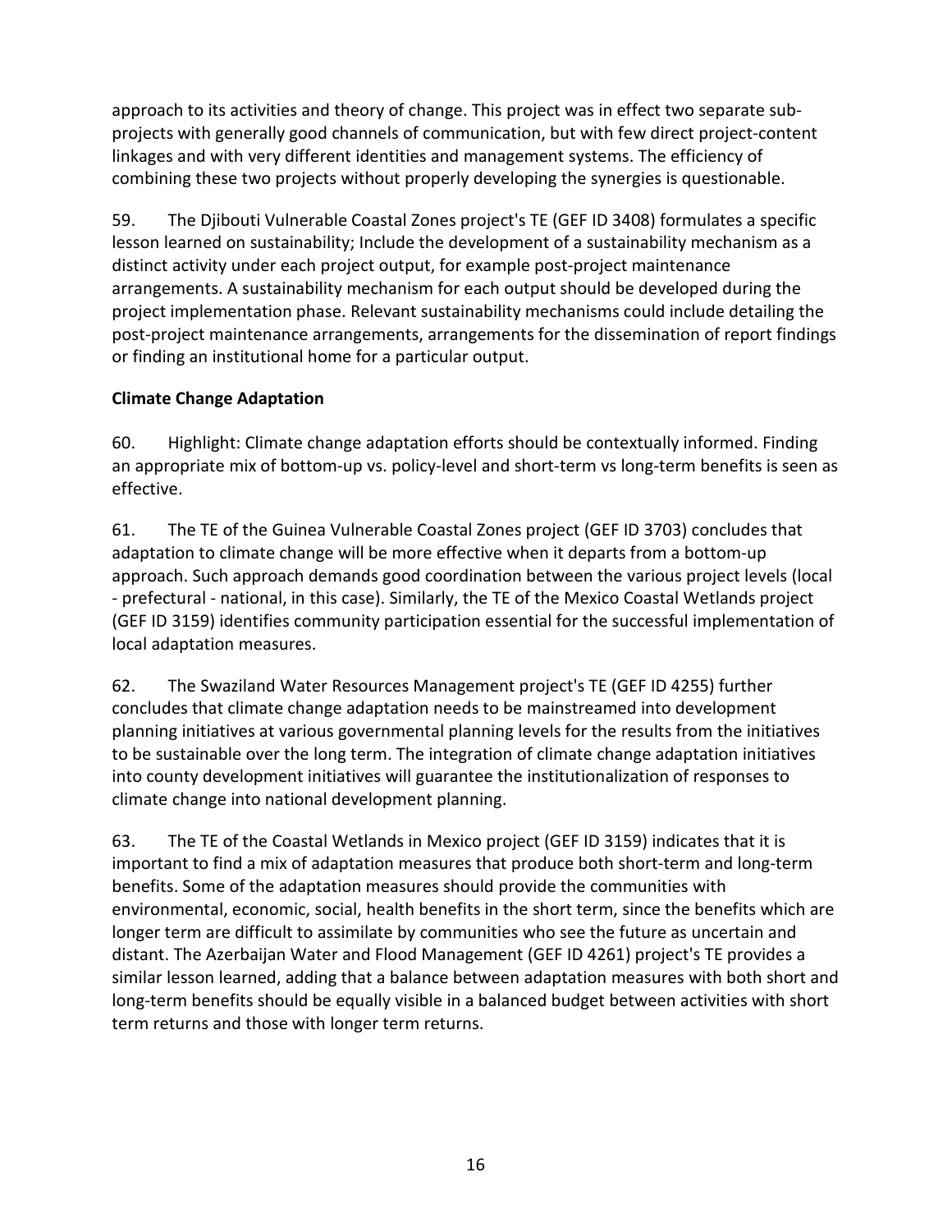approach to its activities and theory of change. This project was in effect two separate sub-projects with generally good channels of communication, but with few direct project-content linkages and with very different identities and management systems. The efficiency of combining these two projects without properly developing the synergies is questionable.

59. The Djibouti Vulnerable Coastal Zones project's TE (GEF ID 3408) formulates a specific lesson learned on sustainability; Include the development of a sustainability mechanism as a distinct activity under each project output, for example post-project maintenance arrangements. A sustainability mechanism for each output should be developed during the project implementation phase. Relevant sustainability mechanisms could include detailing the post-project maintenance arrangements, arrangements for the dissemination of report findings or finding an institutional home for a particular output.

**Climate Change Adaptation**

60. Highlight: Climate change adaptation efforts should be contextually informed. Finding an appropriate mix of bottom-up vs. policy-level and short-term vs long-term benefits is seen as effective.

61. The TE of the Guinea Vulnerable Coastal Zones project (GEF ID 3703) concludes that adaptation to climate change will be more effective when it departs from a bottom-up approach. Such approach demands good coordination between the various project levels (local - prefectural - national, in this case). Similarly, the TE of the Mexico Coastal Wetlands project (GEF ID 3159) identifies community participation essential for the successful implementation of local adaptation measures.

62. The Swaziland Water Resources Management project's TE (GEF ID 4255) further concludes that climate change adaptation needs to be mainstreamed into development planning initiatives at various governmental planning levels for the results from the initiatives to be sustainable over the long term. The integration of climate change adaptation initiatives into county development initiatives will guarantee the institutionalization of responses to climate change into national development planning.

63. The TE of the Coastal Wetlands in Mexico project (GEF ID 3159) indicates that it is important to find a mix of adaptation measures that produce both short-term and long-term benefits. Some of the adaptation measures should provide the communities with environmental, economic, social, health benefits in the short term, since the benefits which are longer term are difficult to assimilate by communities who see the future as uncertain and distant. The Azerbaijan Water and Flood Management (GEF ID 4261) project's TE provides a similar lesson learned, adding that a balance between adaptation measures with both short and long-term benefits should be equally visible in a balanced budget between activities with short term returns and those with longer term returns.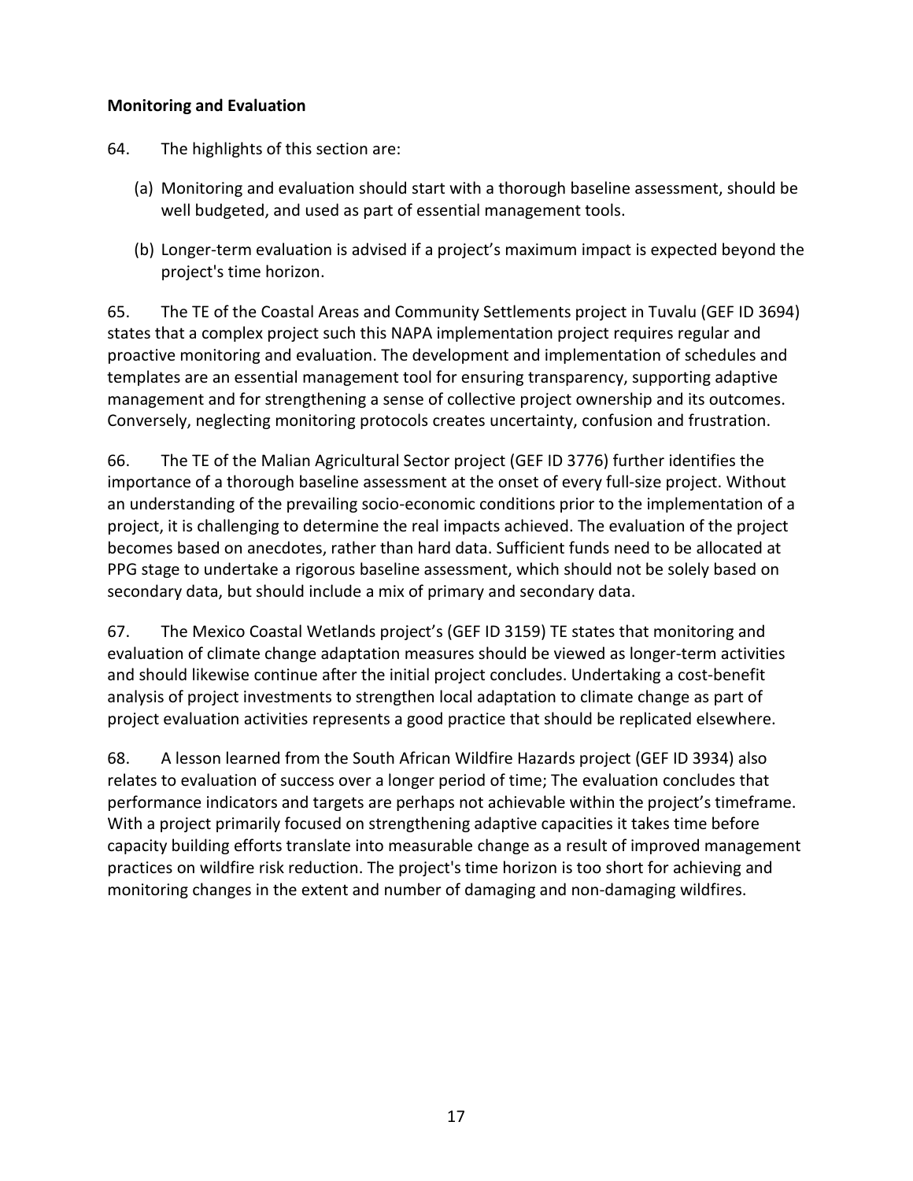**Monitoring and Evaluation**

64. The highlights of this section are:

(a) Monitoring and evaluation should start with a thorough baseline assessment, should be well budgeted, and used as part of essential management tools.

(b) Longer-term evaluation is advised if a project's maximum impact is expected beyond the project's time horizon.

65. The TE of the Coastal Areas and Community Settlements project in Tuvalu (GEF ID 3694) states that a complex project such this NAPA implementation project requires regular and proactive monitoring and evaluation. The development and implementation of schedules and templates are an essential management tool for ensuring transparency, supporting adaptive management and for strengthening a sense of collective project ownership and its outcomes. Conversely, neglecting monitoring protocols creates uncertainty, confusion and frustration.

66. The TE of the Malian Agricultural Sector project (GEF ID 3776) further identifies the importance of a thorough baseline assessment at the onset of every full-size project. Without an understanding of the prevailing socio-economic conditions prior to the implementation of a project, it is challenging to determine the real impacts achieved. The evaluation of the project becomes based on anecdotes, rather than hard data. Sufficient funds need to be allocated at PPG stage to undertake a rigorous baseline assessment, which should not be solely based on secondary data, but should include a mix of primary and secondary data.

67. The Mexico Coastal Wetlands project's (GEF ID 3159) TE states that monitoring and evaluation of climate change adaptation measures should be viewed as longer-term activities and should likewise continue after the initial project concludes. Undertaking a cost-benefit analysis of project investments to strengthen local adaptation to climate change as part of project evaluation activities represents a good practice that should be replicated elsewhere.

68. A lesson learned from the South African Wildfire Hazards project (GEF ID 3934) also relates to evaluation of success over a longer period of time; The evaluation concludes that performance indicators and targets are perhaps not achievable within the project's timeframe. With a project primarily focused on strengthening adaptive capacities it takes time before capacity building efforts translate into measurable change as a result of improved management practices on wildfire risk reduction. The project's time horizon is too short for achieving and monitoring changes in the extent and number of damaging and non-damaging wildfires.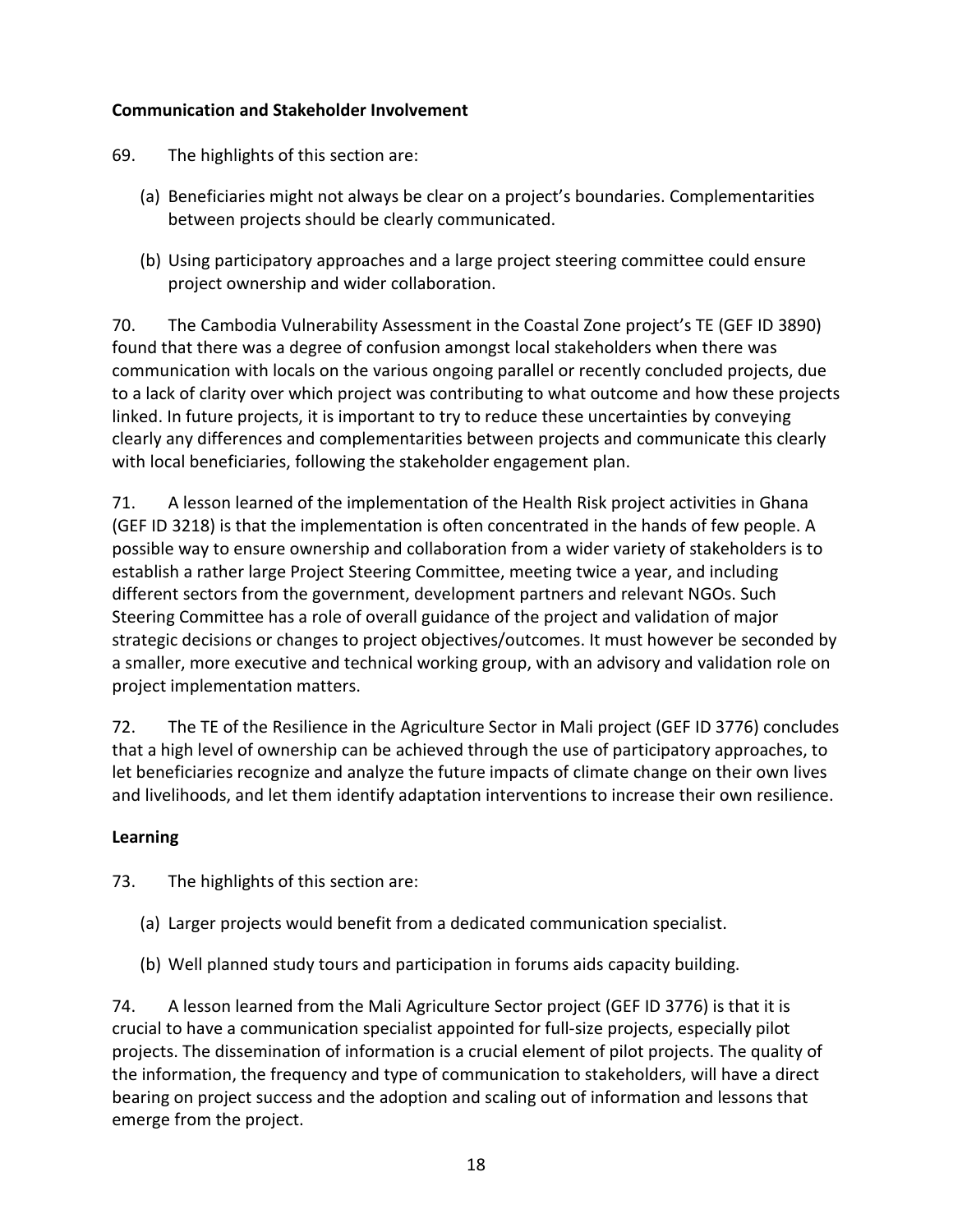**Communication and Stakeholder Involvement**

69. The highlights of this section are:

(a) Beneficiaries might not always be clear on a project's boundaries. Complementarities between projects should be clearly communicated.

(b) Using participatory approaches and a large project steering committee could ensure project ownership and wider collaboration.

70. The Cambodia Vulnerability Assessment in the Coastal Zone project's TE (GEF ID 3890) found that there was a degree of confusion amongst local stakeholders when there was communication with locals on the various ongoing parallel or recently concluded projects, due to a lack of clarity over which project was contributing to what outcome and how these projects linked. In future projects, it is important to try to reduce these uncertainties by conveying clearly any differences and complementarities between projects and communicate this clearly with local beneficiaries, following the stakeholder engagement plan.

71. A lesson learned of the implementation of the Health Risk project activities in Ghana (GEF ID 3218) is that the implementation is often concentrated in the hands of few people. A possible way to ensure ownership and collaboration from a wider variety of stakeholders is to establish a rather large Project Steering Committee, meeting twice a year, and including different sectors from the government, development partners and relevant NGOs. Such Steering Committee has a role of overall guidance of the project and validation of major strategic decisions or changes to project objectives/outcomes. It must however be seconded by a smaller, more executive and technical working group, with an advisory and validation role on project implementation matters.

72. The TE of the Resilience in the Agriculture Sector in Mali project (GEF ID 3776) concludes that a high level of ownership can be achieved through the use of participatory approaches, to let beneficiaries recognize and analyze the future impacts of climate change on their own lives and livelihoods, and let them identify adaptation interventions to increase their own resilience.

**Learning**

73. The highlights of this section are:

(a) Larger projects would benefit from a dedicated communication specialist.

(b) Well planned study tours and participation in forums aids capacity building.

74. A lesson learned from the Mali Agriculture Sector project (GEF ID 3776) is that it is crucial to have a communication specialist appointed for full-size projects, especially pilot projects. The dissemination of information is a crucial element of pilot projects. The quality of the information, the frequency and type of communication to stakeholders, will have a direct bearing on project success and the adoption and scaling out of information and lessons that emerge from the project.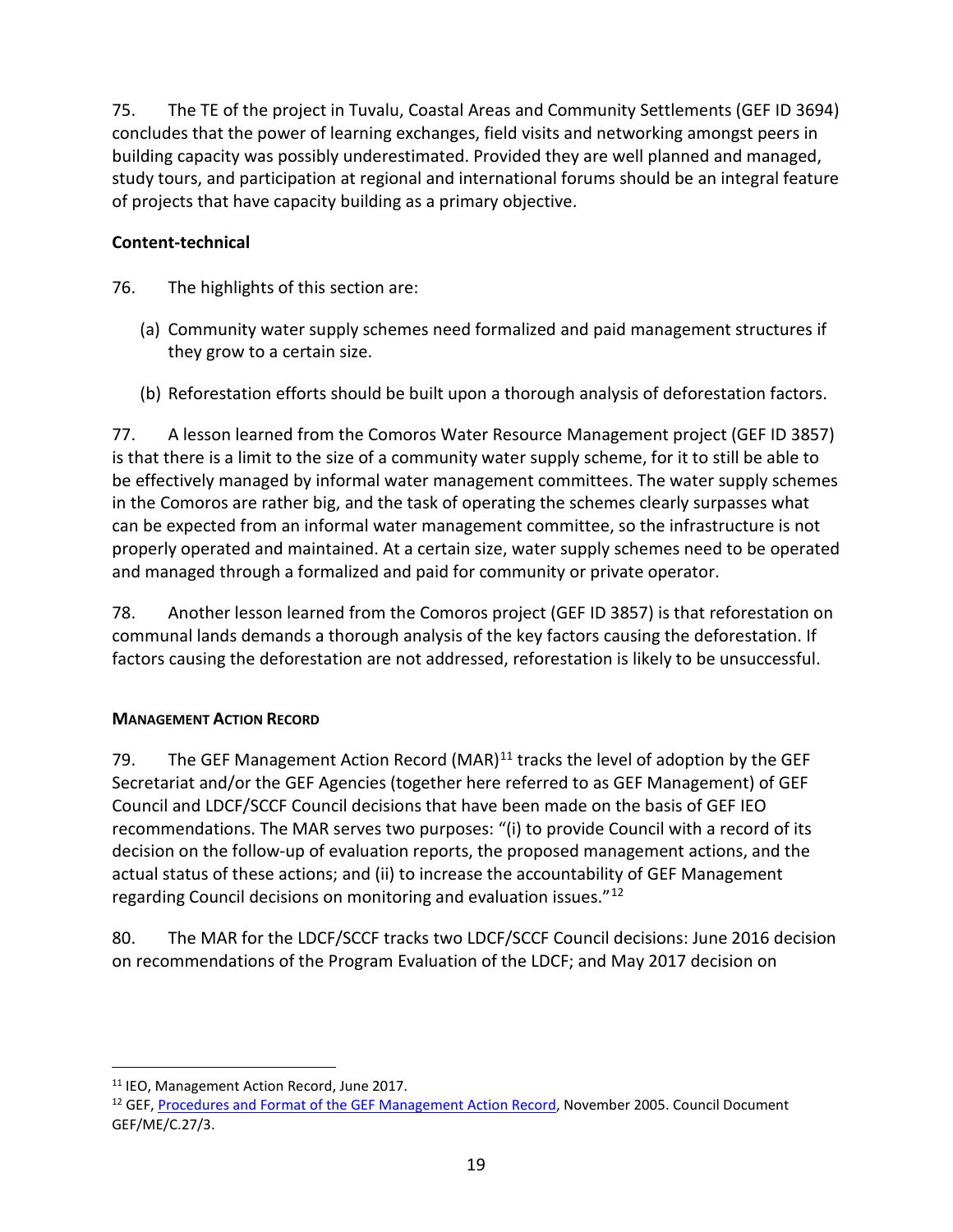75. The TE of the project in Tuvalu, Coastal Areas and Community Settlements (GEF ID 3694) concludes that the power of learning exchanges, field visits and networking amongst peers in building capacity was possibly underestimated. Provided they are well planned and managed, study tours, and participation at regional and international forums should be an integral feature of projects that have capacity building as a primary objective.

### Content-technical

76. The highlights of this section are:

(a) Community water supply schemes need formalized and paid management structures if they grow to a certain size.

(b) Reforestation efforts should be built upon a thorough analysis of deforestation factors.

77. A lesson learned from the Comoros Water Resource Management project (GEF ID 3857) is that there is a limit to the size of a community water supply scheme, for it to still be able to be effectively managed by informal water management committees. The water supply schemes in the Comoros are rather big, and the task of operating the schemes clearly surpasses what can be expected from an informal water management committee, so the infrastructure is not properly operated and maintained. At a certain size, water supply schemes need to be operated and managed through a formalized and paid for community or private operator.

78. Another lesson learned from the Comoros project (GEF ID 3857) is that reforestation on communal lands demands a thorough analysis of the key factors causing the deforestation. If factors causing the deforestation are not addressed, reforestation is likely to be unsuccessful.

### Management Action Record

79. The GEF Management Action Record (MAR)[11] tracks the level of adoption by the GEF Secretariat and/or the GEF Agencies (together here referred to as GEF Management) of GEF Council and LDCF/SCCF Council decisions that have been made on the basis of GEF IEO recommendations. The MAR serves two purposes: "(i) to provide Council with a record of its decision on the follow-up of evaluation reports, the proposed management actions, and the actual status of these actions; and (ii) to increase the accountability of GEF Management regarding Council decisions on monitoring and evaluation issues."[12]

80. The MAR for the LDCF/SCCF tracks two LDCF/SCCF Council decisions: June 2016 decision on recommendations of the Program Evaluation of the LDCF; and May 2017 decision on

[11] IEO, Management Action Record, June 2017.

[12] GEF, Procedures and Format of the GEF Management Action Record, November 2005. Council Document GEF/ME/C.27/3.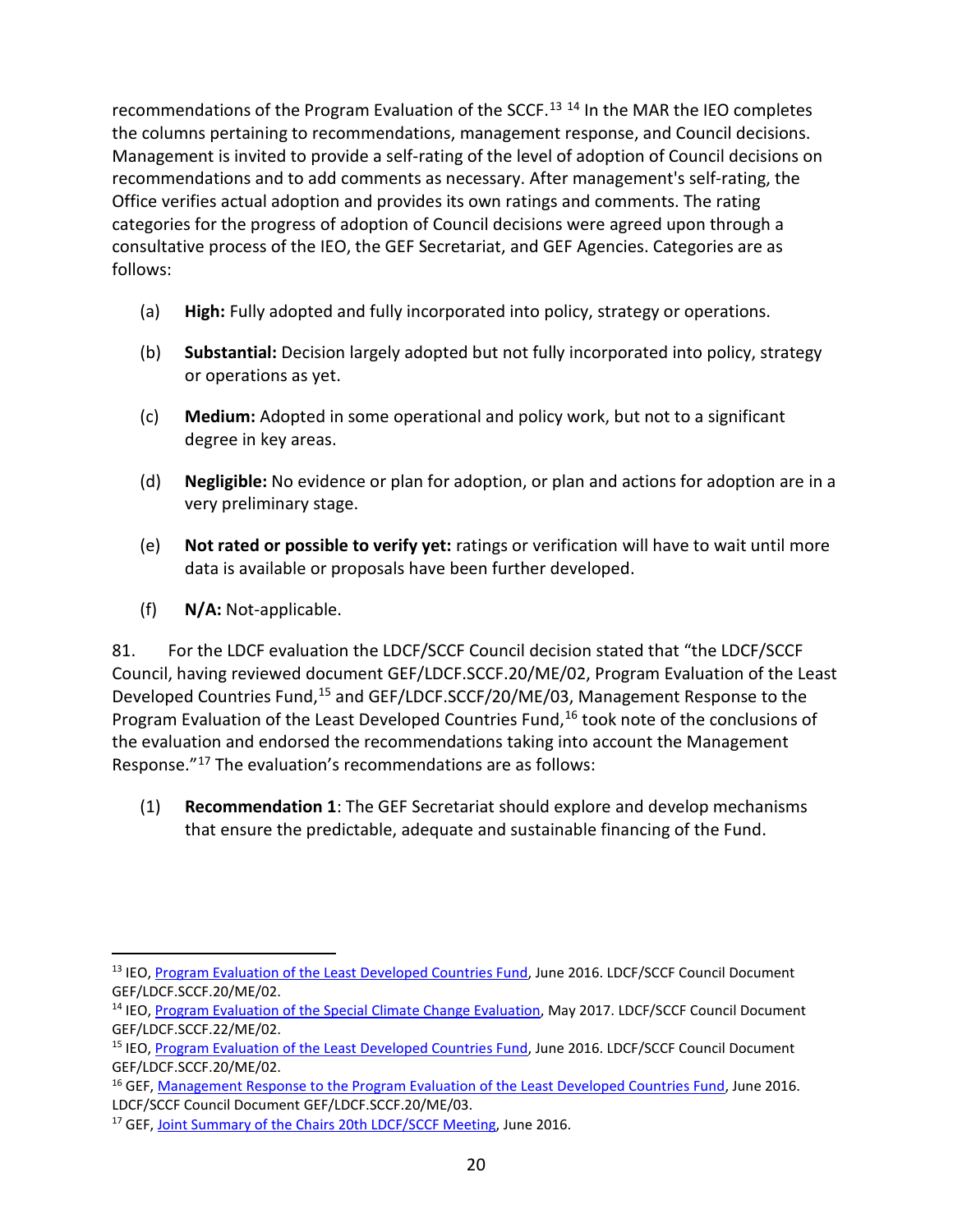recommendations of the Program Evaluation of the SCCF.[13] [14] In the MAR the IEO completes the columns pertaining to recommendations, management response, and Council decisions. Management is invited to provide a self-rating of the level of adoption of Council decisions on recommendations and to add comments as necessary. After management's self-rating, the Office verifies actual adoption and provides its own ratings and comments. The rating categories for the progress of adoption of Council decisions were agreed upon through a consultative process of the IEO, the GEF Secretariat, and GEF Agencies. Categories are as follows:

(a) **High:** Fully adopted and fully incorporated into policy, strategy or operations.

(b) **Substantial:** Decision largely adopted but not fully incorporated into policy, strategy or operations as yet.

(c) **Medium:** Adopted in some operational and policy work, but not to a significant degree in key areas.

(d) **Negligible:** No evidence or plan for adoption, or plan and actions for adoption are in a very preliminary stage.

(e) **Not rated or possible to verify yet:** ratings or verification will have to wait until more data is available or proposals have been further developed.

(f) **N/A:** Not-applicable.

81. For the LDCF evaluation the LDCF/SCCF Council decision stated that "the LDCF/SCCF Council, having reviewed document GEF/LDCF.SCCF.20/ME/02, Program Evaluation of the Least Developed Countries Fund,[15] and GEF/LDCF.SCCF/20/ME/03, Management Response to the Program Evaluation of the Least Developed Countries Fund,[16] took note of the conclusions of the evaluation and endorsed the recommendations taking into account the Management Response."[17] The evaluation's recommendations are as follows:

(1) **Recommendation 1**: The GEF Secretariat should explore and develop mechanisms that ensure the predictable, adequate and sustainable financing of the Fund.

---

[13] IEO, Program Evaluation of the Least Developed Countries Fund, June 2016. LDCF/SCCF Council Document GEF/LDCF.SCCF.20/ME/02.

[14] IEO, Program Evaluation of the Special Climate Change Evaluation, May 2017. LDCF/SCCF Council Document GEF/LDCF.SCCF.22/ME/02.

[15] IEO, Program Evaluation of the Least Developed Countries Fund, June 2016. LDCF/SCCF Council Document GEF/LDCF.SCCF.20/ME/02.

[16] GEF, Management Response to the Program Evaluation of the Least Developed Countries Fund, June 2016. LDCF/SCCF Council Document GEF/LDCF.SCCF.20/ME/03.

[17] GEF, Joint Summary of the Chairs 20th LDCF/SCCF Meeting, June 2016.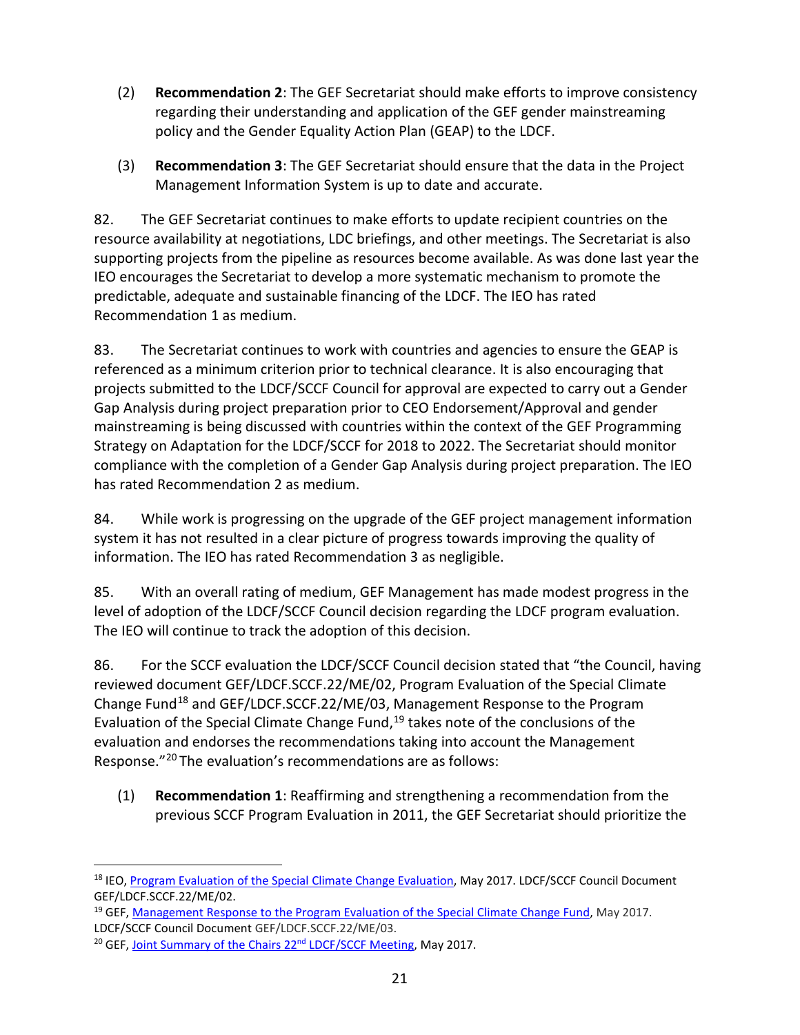(2) **Recommendation 2**: The GEF Secretariat should make efforts to improve consistency regarding their understanding and application of the GEF gender mainstreaming policy and the Gender Equality Action Plan (GEAP) to the LDCF.

(3) **Recommendation 3**: The GEF Secretariat should ensure that the data in the Project Management Information System is up to date and accurate.

82. The GEF Secretariat continues to make efforts to update recipient countries on the resource availability at negotiations, LDC briefings, and other meetings. The Secretariat is also supporting projects from the pipeline as resources become available. As was done last year the IEO encourages the Secretariat to develop a more systematic mechanism to promote the predictable, adequate and sustainable financing of the LDCF. The IEO has rated Recommendation 1 as medium.

83. The Secretariat continues to work with countries and agencies to ensure the GEAP is referenced as a minimum criterion prior to technical clearance. It is also encouraging that projects submitted to the LDCF/SCCF Council for approval are expected to carry out a Gender Gap Analysis during project preparation prior to CEO Endorsement/Approval and gender mainstreaming is being discussed with countries within the context of the GEF Programming Strategy on Adaptation for the LDCF/SCCF for 2018 to 2022. The Secretariat should monitor compliance with the completion of a Gender Gap Analysis during project preparation. The IEO has rated Recommendation 2 as medium.

84. While work is progressing on the upgrade of the GEF project management information system it has not resulted in a clear picture of progress towards improving the quality of information. The IEO has rated Recommendation 3 as negligible.

85. With an overall rating of medium, GEF Management has made modest progress in the level of adoption of the LDCF/SCCF Council decision regarding the LDCF program evaluation. The IEO will continue to track the adoption of this decision.

86. For the SCCF evaluation the LDCF/SCCF Council decision stated that "the Council, having reviewed document GEF/LDCF.SCCF.22/ME/02, Program Evaluation of the Special Climate Change Fund[18] and GEF/LDCF.SCCF.22/ME/03, Management Response to the Program Evaluation of the Special Climate Change Fund,[19] takes note of the conclusions of the evaluation and endorses the recommendations taking into account the Management Response."[20] The evaluation's recommendations are as follows:

(1) **Recommendation 1**: Reaffirming and strengthening a recommendation from the previous SCCF Program Evaluation in 2011, the GEF Secretariat should prioritize the

---

[18] IEO, Program Evaluation of the Special Climate Change Evaluation, May 2017. LDCF/SCCF Council Document GEF/LDCF.SCCF.22/ME/02.

[19] GEF, Management Response to the Program Evaluation of the Special Climate Change Fund, May 2017. LDCF/SCCF Council Document GEF/LDCF.SCCF.22/ME/03.

[20] GEF, Joint Summary of the Chairs 22nd LDCF/SCCF Meeting, May 2017.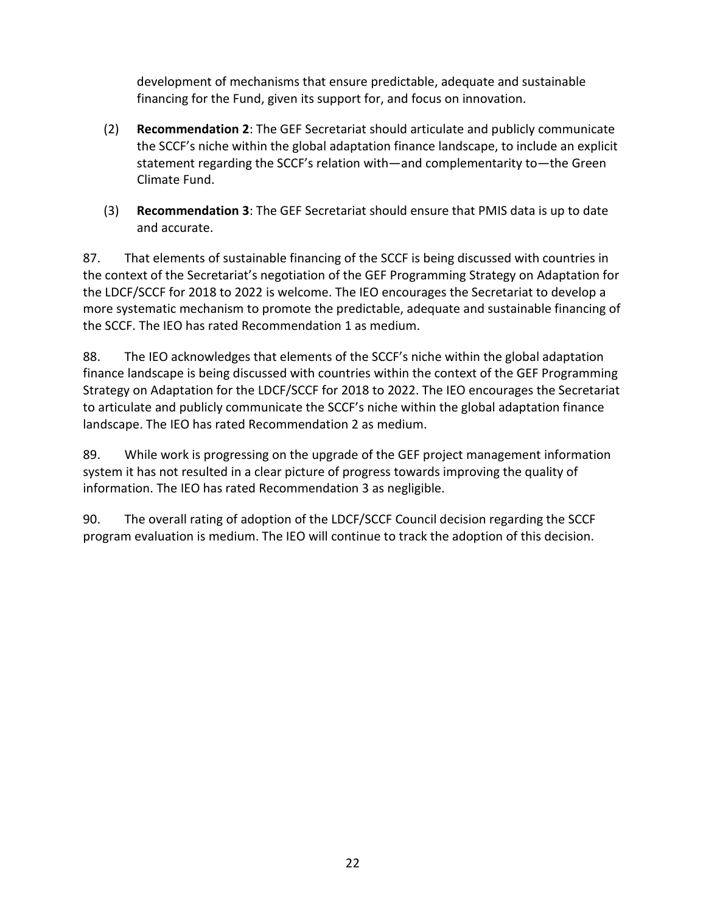development of mechanisms that ensure predictable, adequate and sustainable financing for the Fund, given its support for, and focus on innovation.

(2) **Recommendation 2**: The GEF Secretariat should articulate and publicly communicate the SCCF's niche within the global adaptation finance landscape, to include an explicit statement regarding the SCCF's relation with—and complementarity to—the Green Climate Fund.

(3) **Recommendation 3**: The GEF Secretariat should ensure that PMIS data is up to date and accurate.

87. That elements of sustainable financing of the SCCF is being discussed with countries in the context of the Secretariat's negotiation of the GEF Programming Strategy on Adaptation for the LDCF/SCCF for 2018 to 2022 is welcome. The IEO encourages the Secretariat to develop a more systematic mechanism to promote the predictable, adequate and sustainable financing of the SCCF. The IEO has rated Recommendation 1 as medium.

88. The IEO acknowledges that elements of the SCCF's niche within the global adaptation finance landscape is being discussed with countries within the context of the GEF Programming Strategy on Adaptation for the LDCF/SCCF for 2018 to 2022. The IEO encourages the Secretariat to articulate and publicly communicate the SCCF's niche within the global adaptation finance landscape. The IEO has rated Recommendation 2 as medium.

89. While work is progressing on the upgrade of the GEF project management information system it has not resulted in a clear picture of progress towards improving the quality of information. The IEO has rated Recommendation 3 as negligible.

90. The overall rating of adoption of the LDCF/SCCF Council decision regarding the SCCF program evaluation is medium. The IEO will continue to track the adoption of this decision.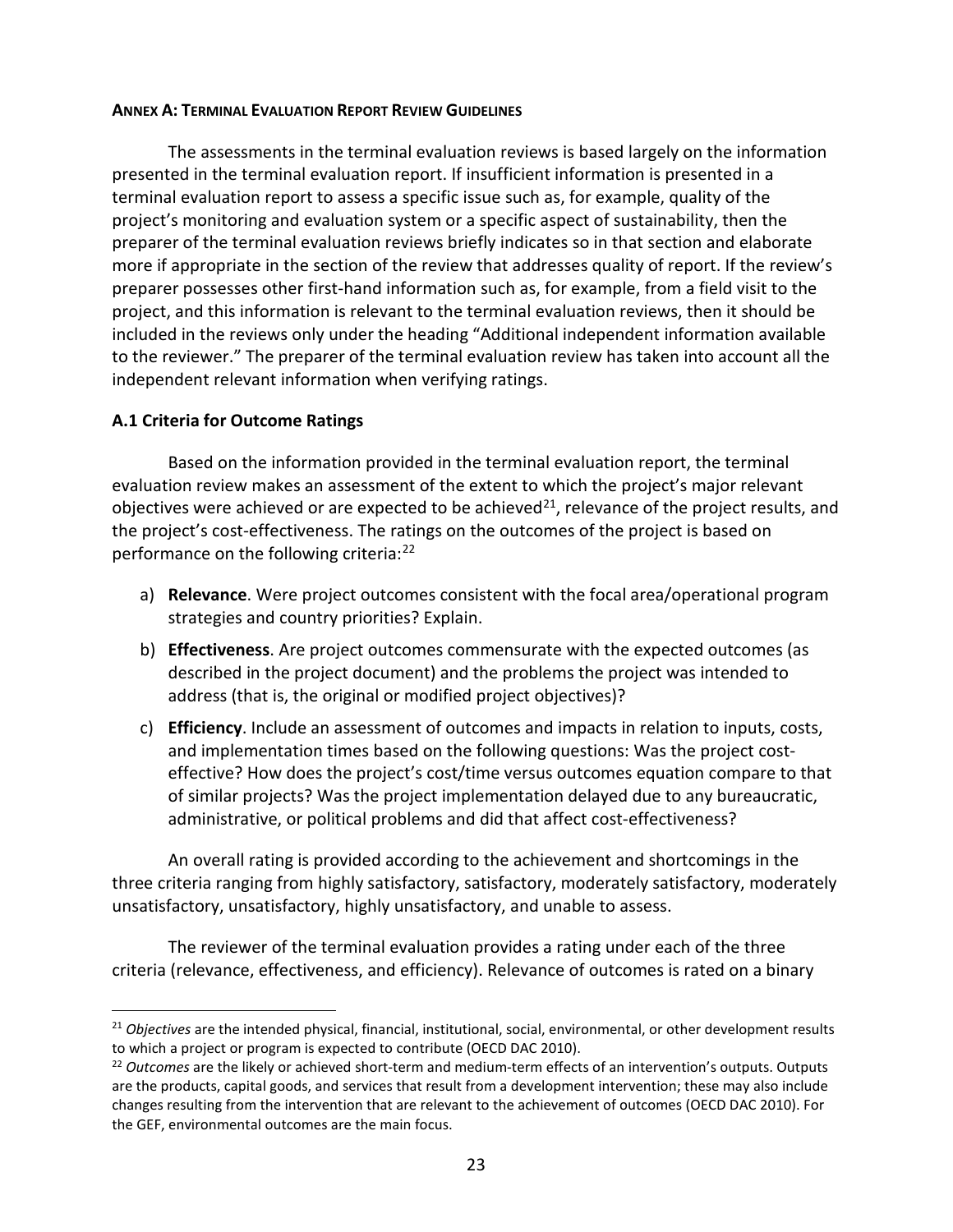**ANNEX A: TERMINAL EVALUATION REPORT REVIEW GUIDELINES**

The assessments in the terminal evaluation reviews is based largely on the information presented in the terminal evaluation report. If insufficient information is presented in a terminal evaluation report to assess a specific issue such as, for example, quality of the project's monitoring and evaluation system or a specific aspect of sustainability, then the preparer of the terminal evaluation reviews briefly indicates so in that section and elaborate more if appropriate in the section of the review that addresses quality of report. If the review's preparer possesses other first-hand information such as, for example, from a field visit to the project, and this information is relevant to the terminal evaluation reviews, then it should be included in the reviews only under the heading "Additional independent information available to the reviewer." The preparer of the terminal evaluation review has taken into account all the independent relevant information when verifying ratings.

### A.1 Criteria for Outcome Ratings

Based on the information provided in the terminal evaluation report, the terminal evaluation review makes an assessment of the extent to which the project's major relevant objectives were achieved or are expected to be achieved[21], relevance of the project results, and the project's cost-effectiveness. The ratings on the outcomes of the project is based on performance on the following criteria:[22]

a) **Relevance**. Were project outcomes consistent with the focal area/operational program strategies and country priorities? Explain.

b) **Effectiveness**. Are project outcomes commensurate with the expected outcomes (as described in the project document) and the problems the project was intended to address (that is, the original or modified project objectives)?

c) **Efficiency**. Include an assessment of outcomes and impacts in relation to inputs, costs, and implementation times based on the following questions: Was the project cost-effective? How does the project's cost/time versus outcomes equation compare to that of similar projects? Was the project implementation delayed due to any bureaucratic, administrative, or political problems and did that affect cost-effectiveness?

An overall rating is provided according to the achievement and shortcomings in the three criteria ranging from highly satisfactory, satisfactory, moderately satisfactory, moderately unsatisfactory, unsatisfactory, highly unsatisfactory, and unable to assess.

The reviewer of the terminal evaluation provides a rating under each of the three criteria (relevance, effectiveness, and efficiency). Relevance of outcomes is rated on a binary

---

[21] *Objectives* are the intended physical, financial, institutional, social, environmental, or other development results to which a project or program is expected to contribute (OECD DAC 2010).

[22] *Outcomes* are the likely or achieved short-term and medium-term effects of an intervention's outputs. Outputs are the products, capital goods, and services that result from a development intervention; these may also include changes resulting from the intervention that are relevant to the achievement of outcomes (OECD DAC 2010). For the GEF, environmental outcomes are the main focus.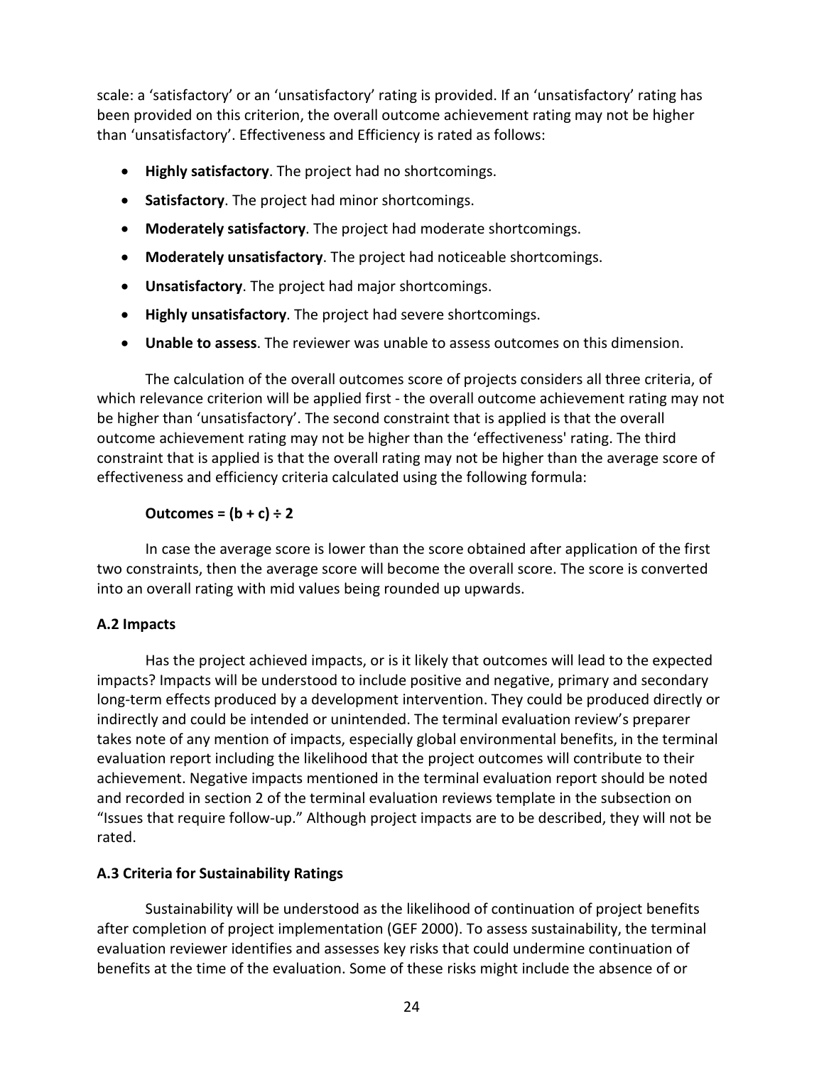scale: a 'satisfactory' or an 'unsatisfactory' rating is provided. If an 'unsatisfactory' rating has been provided on this criterion, the overall outcome achievement rating may not be higher than 'unsatisfactory'. Effectiveness and Efficiency is rated as follows:

- **Highly satisfactory**. The project had no shortcomings.
- **Satisfactory**. The project had minor shortcomings.
- **Moderately satisfactory**. The project had moderate shortcomings.
- **Moderately unsatisfactory**. The project had noticeable shortcomings.
- **Unsatisfactory**. The project had major shortcomings.
- **Highly unsatisfactory**. The project had severe shortcomings.
- **Unable to assess**. The reviewer was unable to assess outcomes on this dimension.

The calculation of the overall outcomes score of projects considers all three criteria, of which relevance criterion will be applied first - the overall outcome achievement rating may not be higher than 'unsatisfactory'. The second constraint that is applied is that the overall outcome achievement rating may not be higher than the 'effectiveness' rating. The third constraint that is applied is that the overall rating may not be higher than the average score of effectiveness and efficiency criteria calculated using the following formula:

**Outcomes = (b + c) ÷ 2**

In case the average score is lower than the score obtained after application of the first two constraints, then the average score will become the overall score. The score is converted into an overall rating with mid values being rounded up upwards.

### A.2 Impacts

Has the project achieved impacts, or is it likely that outcomes will lead to the expected impacts? Impacts will be understood to include positive and negative, primary and secondary long-term effects produced by a development intervention. They could be produced directly or indirectly and could be intended or unintended. The terminal evaluation review's preparer takes note of any mention of impacts, especially global environmental benefits, in the terminal evaluation report including the likelihood that the project outcomes will contribute to their achievement. Negative impacts mentioned in the terminal evaluation report should be noted and recorded in section 2 of the terminal evaluation reviews template in the subsection on "Issues that require follow-up." Although project impacts are to be described, they will not be rated.

### A.3 Criteria for Sustainability Ratings

Sustainability will be understood as the likelihood of continuation of project benefits after completion of project implementation (GEF 2000). To assess sustainability, the terminal evaluation reviewer identifies and assesses key risks that could undermine continuation of benefits at the time of the evaluation. Some of these risks might include the absence of or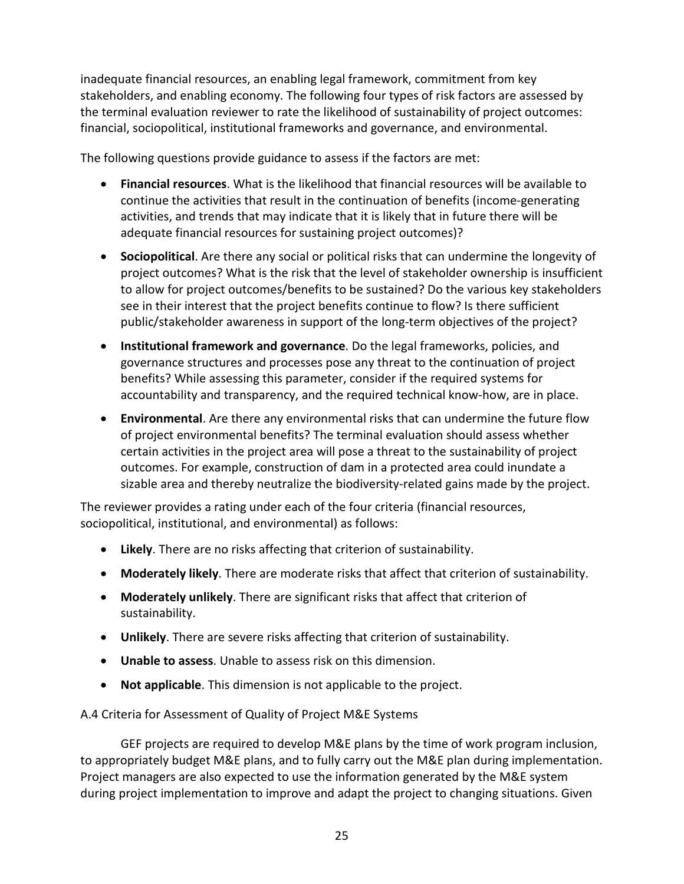inadequate financial resources, an enabling legal framework, commitment from key stakeholders, and enabling economy. The following four types of risk factors are assessed by the terminal evaluation reviewer to rate the likelihood of sustainability of project outcomes: financial, sociopolitical, institutional frameworks and governance, and environmental.

The following questions provide guidance to assess if the factors are met:

- **Financial resources**. What is the likelihood that financial resources will be available to continue the activities that result in the continuation of benefits (income-generating activities, and trends that may indicate that it is likely that in future there will be adequate financial resources for sustaining project outcomes)?
- **Sociopolitical**. Are there any social or political risks that can undermine the longevity of project outcomes? What is the risk that the level of stakeholder ownership is insufficient to allow for project outcomes/benefits to be sustained? Do the various key stakeholders see in their interest that the project benefits continue to flow? Is there sufficient public/stakeholder awareness in support of the long-term objectives of the project?
- **Institutional framework and governance**. Do the legal frameworks, policies, and governance structures and processes pose any threat to the continuation of project benefits? While assessing this parameter, consider if the required systems for accountability and transparency, and the required technical know-how, are in place.
- **Environmental**. Are there any environmental risks that can undermine the future flow of project environmental benefits? The terminal evaluation should assess whether certain activities in the project area will pose a threat to the sustainability of project outcomes. For example, construction of dam in a protected area could inundate a sizable area and thereby neutralize the biodiversity-related gains made by the project.

The reviewer provides a rating under each of the four criteria (financial resources, sociopolitical, institutional, and environmental) as follows:

- **Likely**. There are no risks affecting that criterion of sustainability.
- **Moderately likely**. There are moderate risks that affect that criterion of sustainability.
- **Moderately unlikely**. There are significant risks that affect that criterion of sustainability.
- **Unlikely**. There are severe risks affecting that criterion of sustainability.
- **Unable to assess**. Unable to assess risk on this dimension.
- **Not applicable**. This dimension is not applicable to the project.

A.4 Criteria for Assessment of Quality of Project M&E Systems

GEF projects are required to develop M&E plans by the time of work program inclusion, to appropriately budget M&E plans, and to fully carry out the M&E plan during implementation. Project managers are also expected to use the information generated by the M&E system during project implementation to improve and adapt the project to changing situations. Given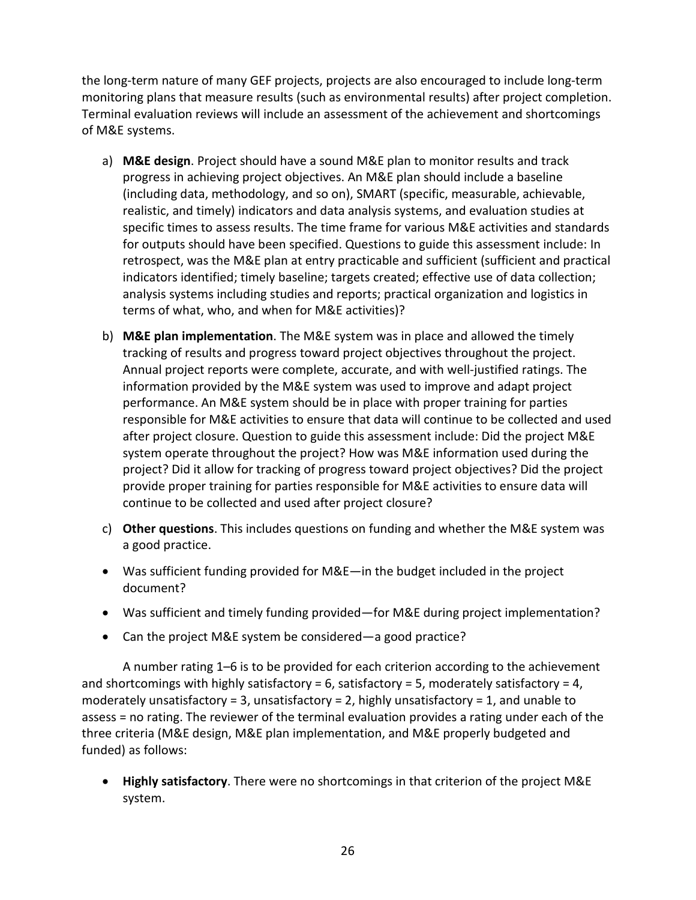the long-term nature of many GEF projects, projects are also encouraged to include long-term monitoring plans that measure results (such as environmental results) after project completion. Terminal evaluation reviews will include an assessment of the achievement and shortcomings of M&E systems.

a) **M&E design**. Project should have a sound M&E plan to monitor results and track progress in achieving project objectives. An M&E plan should include a baseline (including data, methodology, and so on), SMART (specific, measurable, achievable, realistic, and timely) indicators and data analysis systems, and evaluation studies at specific times to assess results. The time frame for various M&E activities and standards for outputs should have been specified. Questions to guide this assessment include: In retrospect, was the M&E plan at entry practicable and sufficient (sufficient and practical indicators identified; timely baseline; targets created; effective use of data collection; analysis systems including studies and reports; practical organization and logistics in terms of what, who, and when for M&E activities)?

b) **M&E plan implementation**. The M&E system was in place and allowed the timely tracking of results and progress toward project objectives throughout the project. Annual project reports were complete, accurate, and with well-justified ratings. The information provided by the M&E system was used to improve and adapt project performance. An M&E system should be in place with proper training for parties responsible for M&E activities to ensure that data will continue to be collected and used after project closure. Question to guide this assessment include: Did the project M&E system operate throughout the project? How was M&E information used during the project? Did it allow for tracking of progress toward project objectives? Did the project provide proper training for parties responsible for M&E activities to ensure data will continue to be collected and used after project closure?

c) **Other questions**. This includes questions on funding and whether the M&E system was a good practice.

- Was sufficient funding provided for M&E—in the budget included in the project document?
- Was sufficient and timely funding provided—for M&E during project implementation?
- Can the project M&E system be considered—a good practice?

A number rating 1–6 is to be provided for each criterion according to the achievement and shortcomings with highly satisfactory = 6, satisfactory = 5, moderately satisfactory = 4, moderately unsatisfactory = 3, unsatisfactory = 2, highly unsatisfactory = 1, and unable to assess = no rating. The reviewer of the terminal evaluation provides a rating under each of the three criteria (M&E design, M&E plan implementation, and M&E properly budgeted and funded) as follows:

- **Highly satisfactory**. There were no shortcomings in that criterion of the project M&E system.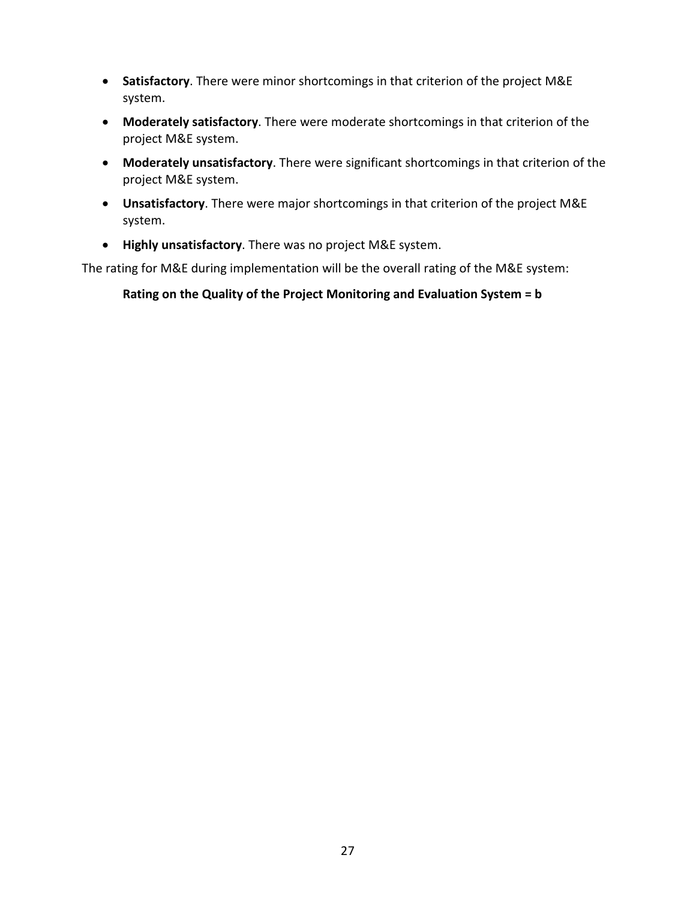- **Satisfactory**. There were minor shortcomings in that criterion of the project M&E system.
- **Moderately satisfactory**. There were moderate shortcomings in that criterion of the project M&E system.
- **Moderately unsatisfactory**. There were significant shortcomings in that criterion of the project M&E system.
- **Unsatisfactory**. There were major shortcomings in that criterion of the project M&E system.
- **Highly unsatisfactory**. There was no project M&E system.

The rating for M&E during implementation will be the overall rating of the M&E system:

**Rating on the Quality of the Project Monitoring and Evaluation System = b**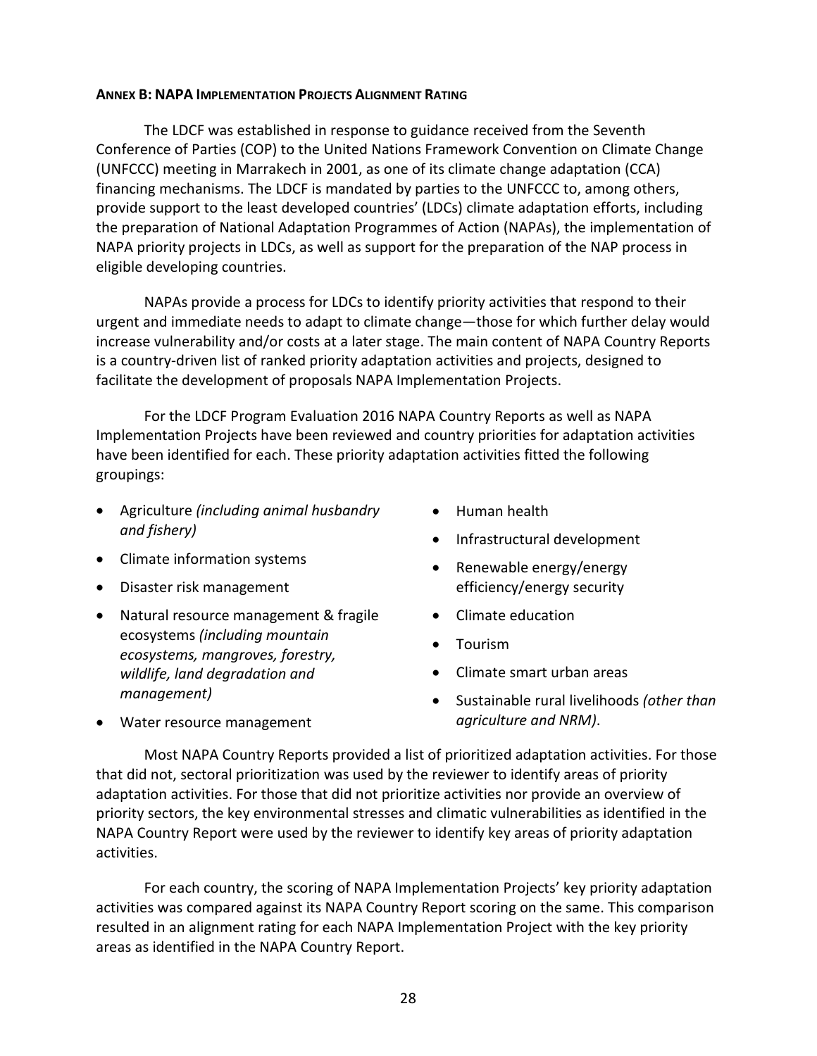#### ANNEX B: NAPA IMPLEMENTATION PROJECTS ALIGNMENT RATING

The LDCF was established in response to guidance received from the Seventh Conference of Parties (COP) to the United Nations Framework Convention on Climate Change (UNFCCC) meeting in Marrakech in 2001, as one of its climate change adaptation (CCA) financing mechanisms. The LDCF is mandated by parties to the UNFCCC to, among others, provide support to the least developed countries' (LDCs) climate adaptation efforts, including the preparation of National Adaptation Programmes of Action (NAPAs), the implementation of NAPA priority projects in LDCs, as well as support for the preparation of the NAP process in eligible developing countries.

NAPAs provide a process for LDCs to identify priority activities that respond to their urgent and immediate needs to adapt to climate change—those for which further delay would increase vulnerability and/or costs at a later stage. The main content of NAPA Country Reports is a country-driven list of ranked priority adaptation activities and projects, designed to facilitate the development of proposals NAPA Implementation Projects.

For the LDCF Program Evaluation 2016 NAPA Country Reports as well as NAPA Implementation Projects have been reviewed and country priorities for adaptation activities have been identified for each. These priority adaptation activities fitted the following groupings:

- Agriculture *(including animal husbandry and fishery)*
- Climate information systems
- Disaster risk management
- Natural resource management & fragile ecosystems *(including mountain ecosystems, mangroves, forestry, wildlife, land degradation and management)*
- Water resource management
- Human health
- Infrastructural development
- Renewable energy/energy efficiency/energy security
- Climate education
- Tourism
- Climate smart urban areas
- Sustainable rural livelihoods *(other than agriculture and NRM)*.

Most NAPA Country Reports provided a list of prioritized adaptation activities. For those that did not, sectoral prioritization was used by the reviewer to identify areas of priority adaptation activities. For those that did not prioritize activities nor provide an overview of priority sectors, the key environmental stresses and climatic vulnerabilities as identified in the NAPA Country Report were used by the reviewer to identify key areas of priority adaptation activities.

For each country, the scoring of NAPA Implementation Projects' key priority adaptation activities was compared against its NAPA Country Report scoring on the same. This comparison resulted in an alignment rating for each NAPA Implementation Project with the key priority areas as identified in the NAPA Country Report.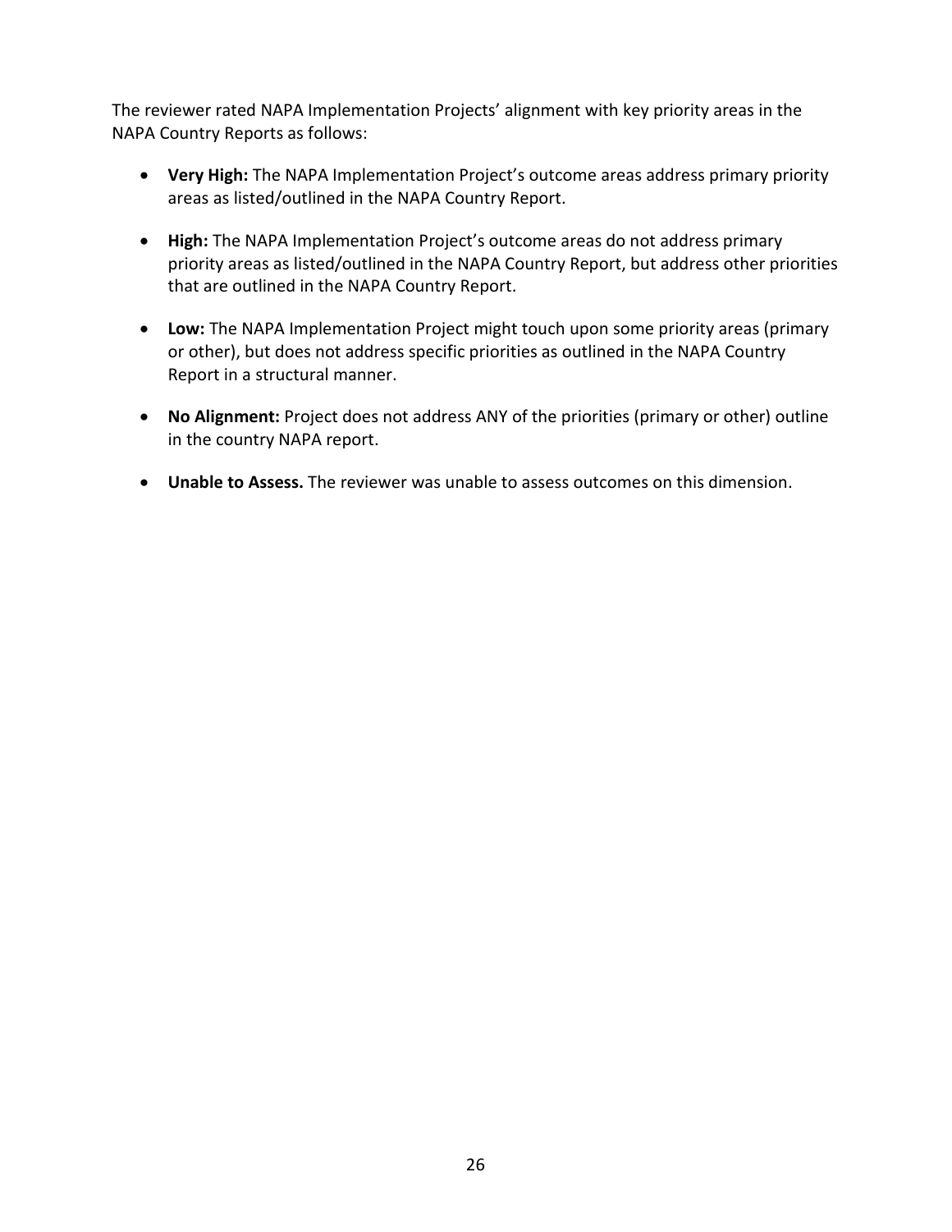The reviewer rated NAPA Implementation Projects' alignment with key priority areas in the NAPA Country Reports as follows:

- **Very High:** The NAPA Implementation Project's outcome areas address primary priority areas as listed/outlined in the NAPA Country Report.

- **High:** The NAPA Implementation Project's outcome areas do not address primary priority areas as listed/outlined in the NAPA Country Report, but address other priorities that are outlined in the NAPA Country Report.

- **Low:** The NAPA Implementation Project might touch upon some priority areas (primary or other), but does not address specific priorities as outlined in the NAPA Country Report in a structural manner.

- **No Alignment:** Project does not address ANY of the priorities (primary or other) outline in the country NAPA report.

- **Unable to Assess.** The reviewer was unable to assess outcomes on this dimension.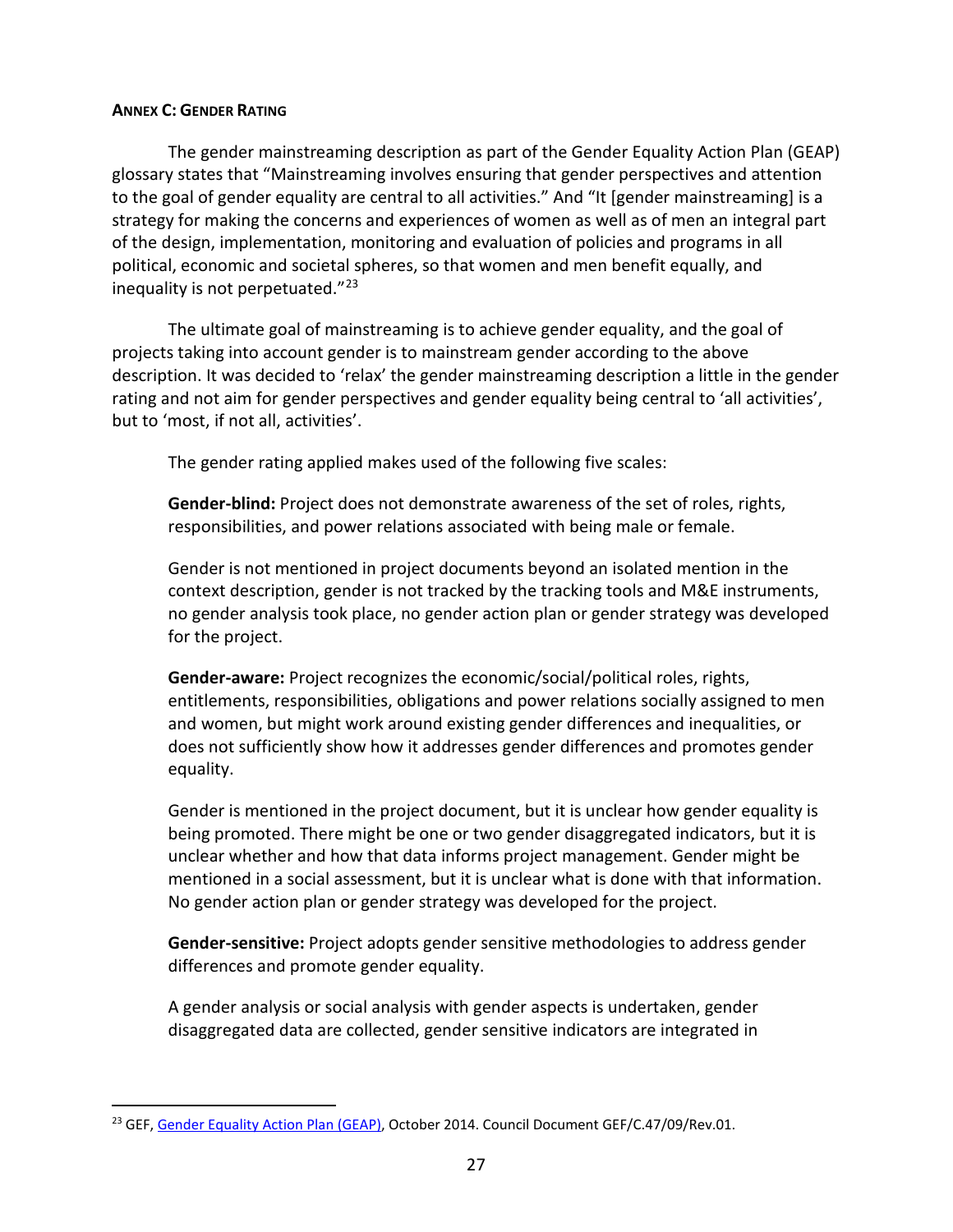#### ANNEX C: GENDER RATING

The gender mainstreaming description as part of the Gender Equality Action Plan (GEAP) glossary states that "Mainstreaming involves ensuring that gender perspectives and attention to the goal of gender equality are central to all activities." And "It [gender mainstreaming] is a strategy for making the concerns and experiences of women as well as of men an integral part of the design, implementation, monitoring and evaluation of policies and programs in all political, economic and societal spheres, so that women and men benefit equally, and inequality is not perpetuated."[23]

The ultimate goal of mainstreaming is to achieve gender equality, and the goal of projects taking into account gender is to mainstream gender according to the above description. It was decided to 'relax' the gender mainstreaming description a little in the gender rating and not aim for gender perspectives and gender equality being central to 'all activities', but to 'most, if not all, activities'.

The gender rating applied makes used of the following five scales:

**Gender-blind:** Project does not demonstrate awareness of the set of roles, rights, responsibilities, and power relations associated with being male or female.

Gender is not mentioned in project documents beyond an isolated mention in the context description, gender is not tracked by the tracking tools and M&E instruments, no gender analysis took place, no gender action plan or gender strategy was developed for the project.

**Gender-aware:** Project recognizes the economic/social/political roles, rights, entitlements, responsibilities, obligations and power relations socially assigned to men and women, but might work around existing gender differences and inequalities, or does not sufficiently show how it addresses gender differences and promotes gender equality.

Gender is mentioned in the project document, but it is unclear how gender equality is being promoted. There might be one or two gender disaggregated indicators, but it is unclear whether and how that data informs project management. Gender might be mentioned in a social assessment, but it is unclear what is done with that information. No gender action plan or gender strategy was developed for the project.

**Gender-sensitive:** Project adopts gender sensitive methodologies to address gender differences and promote gender equality.

A gender analysis or social analysis with gender aspects is undertaken, gender disaggregated data are collected, gender sensitive indicators are integrated in

[23] GEF, Gender Equality Action Plan (GEAP), October 2014. Council Document GEF/C.47/09/Rev.01.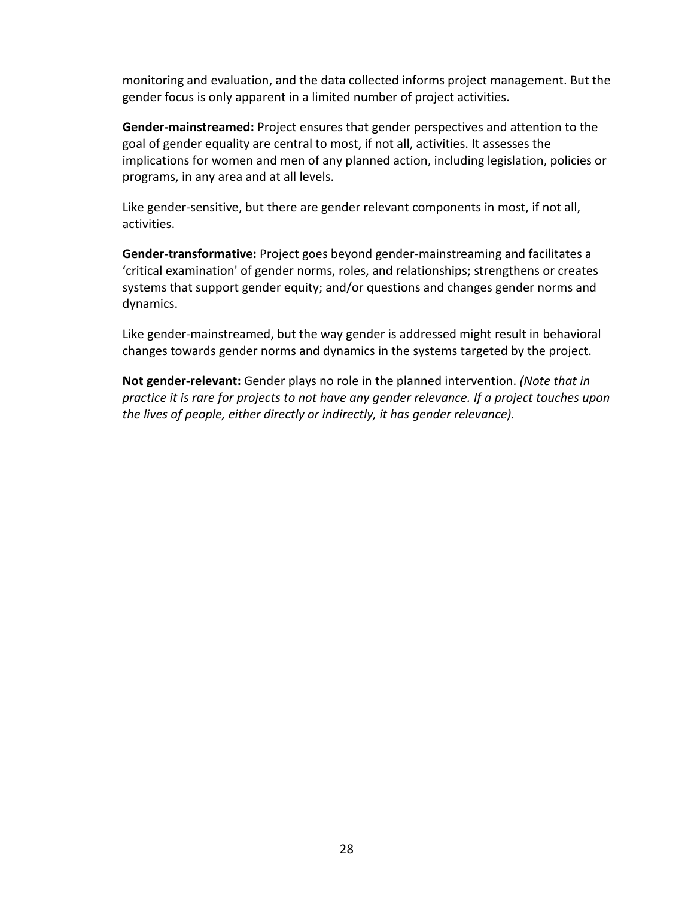monitoring and evaluation, and the data collected informs project management. But the gender focus is only apparent in a limited number of project activities.

**Gender-mainstreamed:** Project ensures that gender perspectives and attention to the goal of gender equality are central to most, if not all, activities. It assesses the implications for women and men of any planned action, including legislation, policies or programs, in any area and at all levels.

Like gender-sensitive, but there are gender relevant components in most, if not all, activities.

**Gender-transformative:** Project goes beyond gender-mainstreaming and facilitates a 'critical examination' of gender norms, roles, and relationships; strengthens or creates systems that support gender equity; and/or questions and changes gender norms and dynamics.

Like gender-mainstreamed, but the way gender is addressed might result in behavioral changes towards gender norms and dynamics in the systems targeted by the project.

**Not gender-relevant:** Gender plays no role in the planned intervention. *(Note that in practice it is rare for projects to not have any gender relevance. If a project touches upon the lives of people, either directly or indirectly, it has gender relevance).*